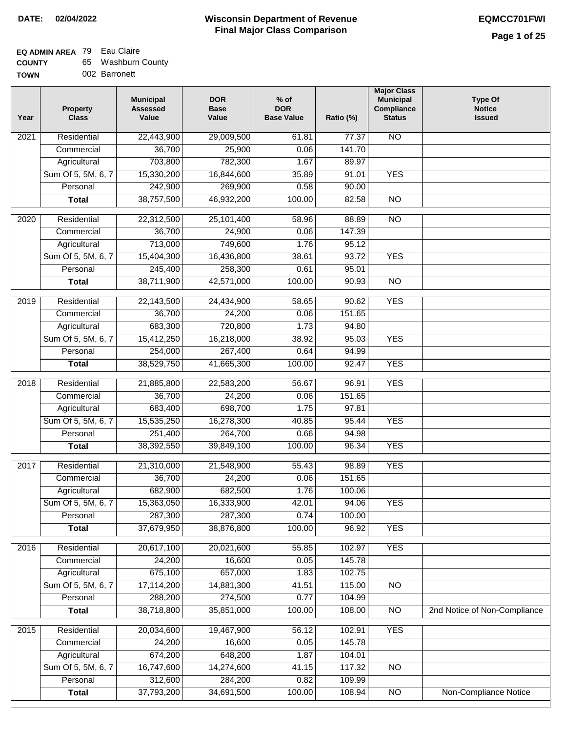**DATE:** 02/04/2022

# Wisconsin Department of Revenue
## Final Major Class Comparison

**EQMCC701FWI**

**EQ ADMIN AREA** 79 Eau Claire
**COUNTY** 65 Washburn County
**TOWN** 002 Barronett

| Year | Property Class | Municipal Assessed Value | DOR Base Value | % of DOR Base Value | Ratio (%) | Major Class Municipal Compliance Status | Type Of Notice Issued |
|---|---|---|---|---|---|---|---|
| 2021 | Residential | 22,443,900 | 29,009,500 | 61.81 | 77.37 | NO | |
| | Commercial | 36,700 | 25,900 | 0.06 | 141.70 | | |
| | Agricultural | 703,800 | 782,300 | 1.67 | 89.97 | | |
| | Sum Of 5, 5M, 6, 7 | 15,330,200 | 16,844,600 | 35.89 | 91.01 | YES | |
| | Personal | 242,900 | 269,900 | 0.58 | 90.00 | | |
| | **Total** | 38,757,500 | 46,932,200 | 100.00 | 82.58 | NO | |
| 2020 | Residential | 22,312,500 | 25,101,400 | 58.96 | 88.89 | NO | |
| | Commercial | 36,700 | 24,900 | 0.06 | 147.39 | | |
| | Agricultural | 713,000 | 749,600 | 1.76 | 95.12 | | |
| | Sum Of 5, 5M, 6, 7 | 15,404,300 | 16,436,800 | 38.61 | 93.72 | YES | |
| | Personal | 245,400 | 258,300 | 0.61 | 95.01 | | |
| | **Total** | 38,711,900 | 42,571,000 | 100.00 | 90.93 | NO | |
| 2019 | Residential | 22,143,500 | 24,434,900 | 58.65 | 90.62 | YES | |
| | Commercial | 36,700 | 24,200 | 0.06 | 151.65 | | |
| | Agricultural | 683,300 | 720,800 | 1.73 | 94.80 | | |
| | Sum Of 5, 5M, 6, 7 | 15,412,250 | 16,218,000 | 38.92 | 95.03 | YES | |
| | Personal | 254,000 | 267,400 | 0.64 | 94.99 | | |
| | **Total** | 38,529,750 | 41,665,300 | 100.00 | 92.47 | YES | |
| 2018 | Residential | 21,885,800 | 22,583,200 | 56.67 | 96.91 | YES | |
| | Commercial | 36,700 | 24,200 | 0.06 | 151.65 | | |
| | Agricultural | 683,400 | 698,700 | 1.75 | 97.81 | | |
| | Sum Of 5, 5M, 6, 7 | 15,535,250 | 16,278,300 | 40.85 | 95.44 | YES | |
| | Personal | 251,400 | 264,700 | 0.66 | 94.98 | | |
| | **Total** | 38,392,550 | 39,849,100 | 100.00 | 96.34 | YES | |
| 2017 | Residential | 21,310,000 | 21,548,900 | 55.43 | 98.89 | YES | |
| | Commercial | 36,700 | 24,200 | 0.06 | 151.65 | | |
| | Agricultural | 682,900 | 682,500 | 1.76 | 100.06 | | |
| | Sum Of 5, 5M, 6, 7 | 15,363,050 | 16,333,900 | 42.01 | 94.06 | YES | |
| | Personal | 287,300 | 287,300 | 0.74 | 100.00 | | |
| | **Total** | 37,679,950 | 38,876,800 | 100.00 | 96.92 | YES | |
| 2016 | Residential | 20,617,100 | 20,021,600 | 55.85 | 102.97 | YES | |
| | Commercial | 24,200 | 16,600 | 0.05 | 145.78 | | |
| | Agricultural | 675,100 | 657,000 | 1.83 | 102.75 | | |
| | Sum Of 5, 5M, 6, 7 | 17,114,200 | 14,881,300 | 41.51 | 115.00 | NO | |
| | Personal | 288,200 | 274,500 | 0.77 | 104.99 | | |
| | **Total** | 38,718,800 | 35,851,000 | 100.00 | 108.00 | NO | 2nd Notice of Non-Compliance |
| 2015 | Residential | 20,034,600 | 19,467,900 | 56.12 | 102.91 | YES | |
| | Commercial | 24,200 | 16,600 | 0.05 | 145.78 | | |
| | Agricultural | 674,200 | 648,200 | 1.87 | 104.01 | | |
| | Sum Of 5, 5M, 6, 7 | 16,747,600 | 14,274,600 | 41.15 | 117.32 | NO | |
| | Personal | 312,600 | 284,200 | 0.82 | 109.99 | | |
| | **Total** | 37,793,200 | 34,691,500 | 100.00 | 108.94 | NO | Non-Compliance Notice |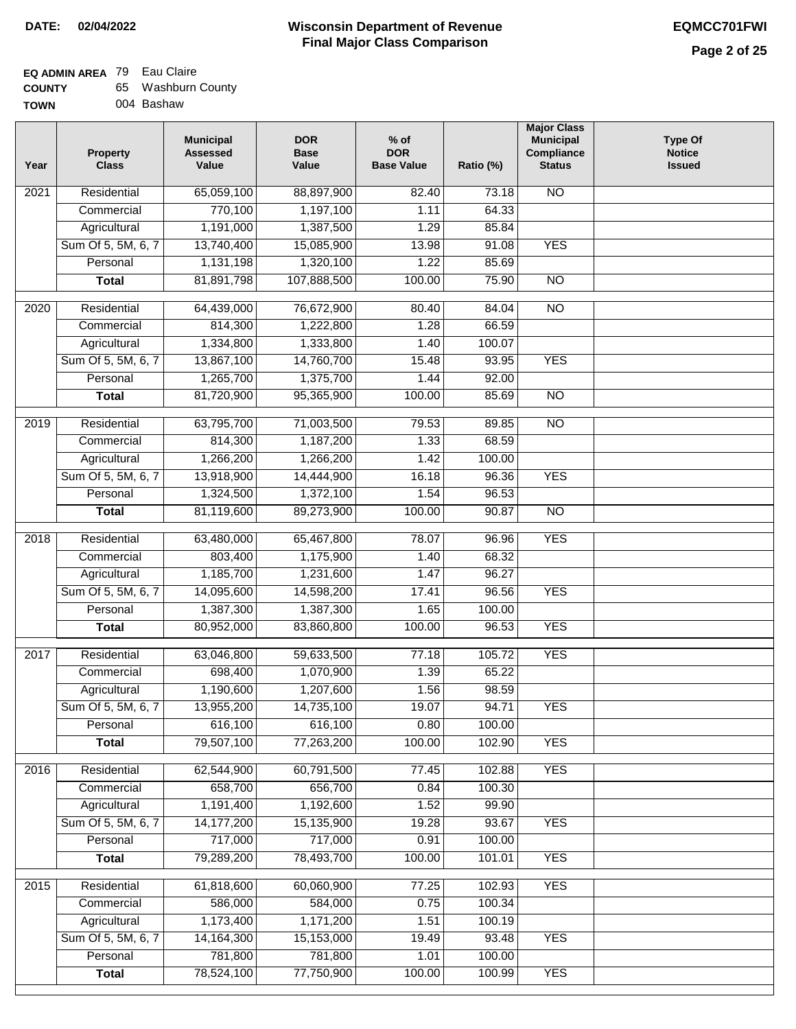**DATE: 02/04/2022**

# Wisconsin Department of Revenue
## Final Major Class Comparison

**EQMCC701FWI**

**EQ ADMIN AREA** 79 Eau Claire
**COUNTY** 65 Washburn County
**TOWN** 004 Bashaw

| Year | Property Class | Municipal Assessed Value | DOR Base Value | % of DOR Base Value | Ratio (%) | Major Class Municipal Compliance Status | Type Of Notice Issued |
|---|---|---|---|---|---|---|---|
| 2021 | Residential | 65,059,100 | 88,897,900 | 82.40 | 73.18 | NO | |
| | Commercial | 770,100 | 1,197,100 | 1.11 | 64.33 | | |
| | Agricultural | 1,191,000 | 1,387,500 | 1.29 | 85.84 | | |
| | Sum Of 5, 5M, 6, 7 | 13,740,400 | 15,085,900 | 13.98 | 91.08 | YES | |
| | Personal | 1,131,198 | 1,320,100 | 1.22 | 85.69 | | |
| | **Total** | 81,891,798 | 107,888,500 | 100.00 | 75.90 | NO | |
| 2020 | Residential | 64,439,000 | 76,672,900 | 80.40 | 84.04 | NO | |
| | Commercial | 814,300 | 1,222,800 | 1.28 | 66.59 | | |
| | Agricultural | 1,334,800 | 1,333,800 | 1.40 | 100.07 | | |
| | Sum Of 5, 5M, 6, 7 | 13,867,100 | 14,760,700 | 15.48 | 93.95 | YES | |
| | Personal | 1,265,700 | 1,375,700 | 1.44 | 92.00 | | |
| | **Total** | 81,720,900 | 95,365,900 | 100.00 | 85.69 | NO | |
| 2019 | Residential | 63,795,700 | 71,003,500 | 79.53 | 89.85 | NO | |
| | Commercial | 814,300 | 1,187,200 | 1.33 | 68.59 | | |
| | Agricultural | 1,266,200 | 1,266,200 | 1.42 | 100.00 | | |
| | Sum Of 5, 5M, 6, 7 | 13,918,900 | 14,444,900 | 16.18 | 96.36 | YES | |
| | Personal | 1,324,500 | 1,372,100 | 1.54 | 96.53 | | |
| | **Total** | 81,119,600 | 89,273,900 | 100.00 | 90.87 | NO | |
| 2018 | Residential | 63,480,000 | 65,467,800 | 78.07 | 96.96 | YES | |
| | Commercial | 803,400 | 1,175,900 | 1.40 | 68.32 | | |
| | Agricultural | 1,185,700 | 1,231,600 | 1.47 | 96.27 | | |
| | Sum Of 5, 5M, 6, 7 | 14,095,600 | 14,598,200 | 17.41 | 96.56 | YES | |
| | Personal | 1,387,300 | 1,387,300 | 1.65 | 100.00 | | |
| | **Total** | 80,952,000 | 83,860,800 | 100.00 | 96.53 | YES | |
| 2017 | Residential | 63,046,800 | 59,633,500 | 77.18 | 105.72 | YES | |
| | Commercial | 698,400 | 1,070,900 | 1.39 | 65.22 | | |
| | Agricultural | 1,190,600 | 1,207,600 | 1.56 | 98.59 | | |
| | Sum Of 5, 5M, 6, 7 | 13,955,200 | 14,735,100 | 19.07 | 94.71 | YES | |
| | Personal | 616,100 | 616,100 | 0.80 | 100.00 | | |
| | **Total** | 79,507,100 | 77,263,200 | 100.00 | 102.90 | YES | |
| 2016 | Residential | 62,544,900 | 60,791,500 | 77.45 | 102.88 | YES | |
| | Commercial | 658,700 | 656,700 | 0.84 | 100.30 | | |
| | Agricultural | 1,191,400 | 1,192,600 | 1.52 | 99.90 | | |
| | Sum Of 5, 5M, 6, 7 | 14,177,200 | 15,135,900 | 19.28 | 93.67 | YES | |
| | Personal | 717,000 | 717,000 | 0.91 | 100.00 | | |
| | **Total** | 79,289,200 | 78,493,700 | 100.00 | 101.01 | YES | |
| 2015 | Residential | 61,818,600 | 60,060,900 | 77.25 | 102.93 | YES | |
| | Commercial | 586,000 | 584,000 | 0.75 | 100.34 | | |
| | Agricultural | 1,173,400 | 1,171,200 | 1.51 | 100.19 | | |
| | Sum Of 5, 5M, 6, 7 | 14,164,300 | 15,153,000 | 19.49 | 93.48 | YES | |
| | Personal | 781,800 | 781,800 | 1.01 | 100.00 | | |
| | **Total** | 78,524,100 | 77,750,900 | 100.00 | 100.99 | YES | |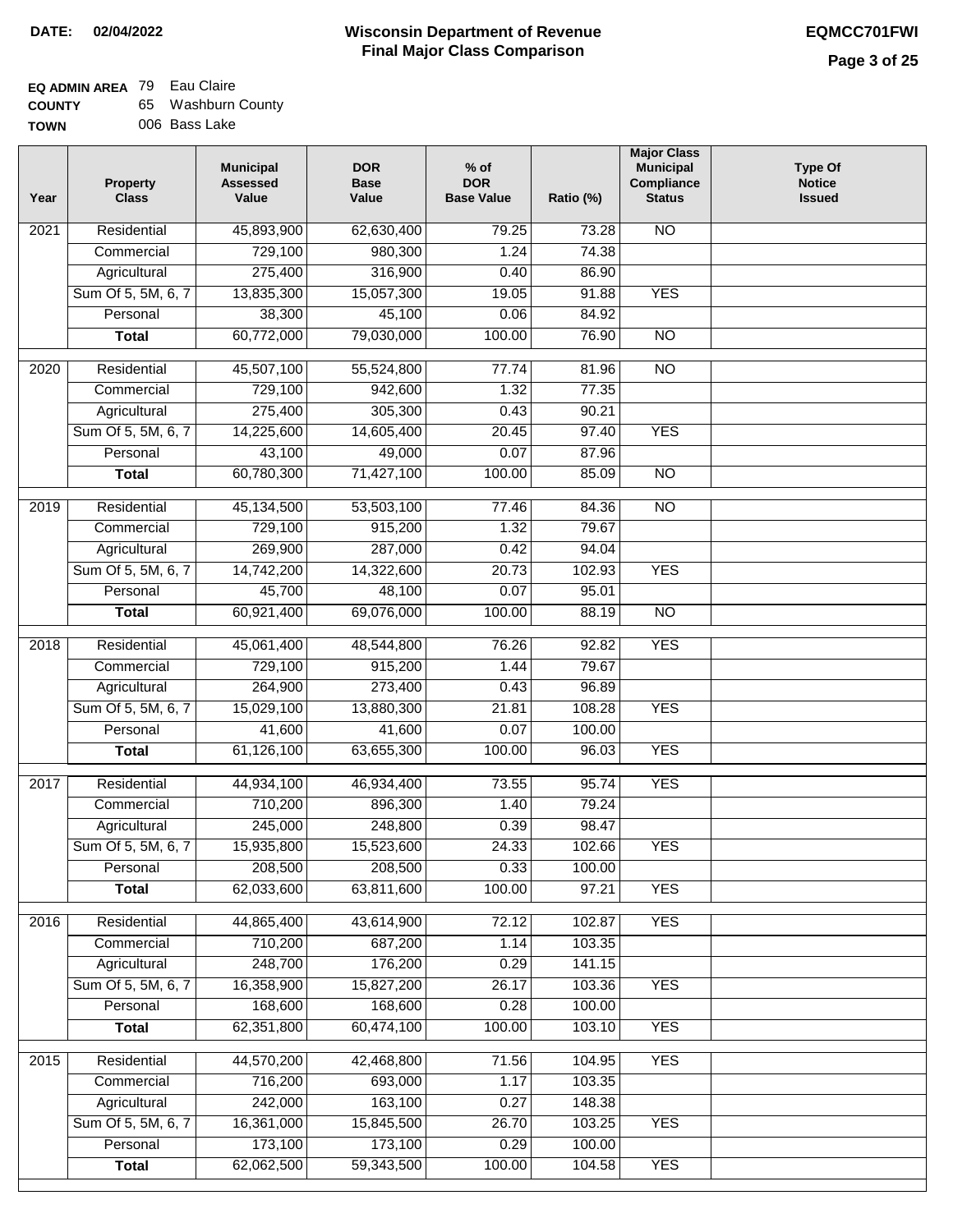**DATE:** 02/04/2022

# Wisconsin Department of Revenue
## Final Major Class Comparison

**EQMCC701FWI**

**EQ ADMIN AREA** 79 Eau Claire
**COUNTY** 65 Washburn County
**TOWN** 006 Bass Lake

| Year | Property Class | Municipal Assessed Value | DOR Base Value | % of DOR Base Value | Ratio (%) | Major Class Municipal Compliance Status | Type Of Notice Issued |
|---|---|---|---|---|---|---|---|
| 2021 | Residential | 45,893,900 | 62,630,400 | 79.25 | 73.28 | NO | |
| | Commercial | 729,100 | 980,300 | 1.24 | 74.38 | | |
| | Agricultural | 275,400 | 316,900 | 0.40 | 86.90 | | |
| | Sum Of 5, 5M, 6, 7 | 13,835,300 | 15,057,300 | 19.05 | 91.88 | YES | |
| | Personal | 38,300 | 45,100 | 0.06 | 84.92 | | |
| | **Total** | 60,772,000 | 79,030,000 | 100.00 | 76.90 | NO | |
| 2020 | Residential | 45,507,100 | 55,524,800 | 77.74 | 81.96 | NO | |
| | Commercial | 729,100 | 942,600 | 1.32 | 77.35 | | |
| | Agricultural | 275,400 | 305,300 | 0.43 | 90.21 | | |
| | Sum Of 5, 5M, 6, 7 | 14,225,600 | 14,605,400 | 20.45 | 97.40 | YES | |
| | Personal | 43,100 | 49,000 | 0.07 | 87.96 | | |
| | **Total** | 60,780,300 | 71,427,100 | 100.00 | 85.09 | NO | |
| 2019 | Residential | 45,134,500 | 53,503,100 | 77.46 | 84.36 | NO | |
| | Commercial | 729,100 | 915,200 | 1.32 | 79.67 | | |
| | Agricultural | 269,900 | 287,000 | 0.42 | 94.04 | | |
| | Sum Of 5, 5M, 6, 7 | 14,742,200 | 14,322,600 | 20.73 | 102.93 | YES | |
| | Personal | 45,700 | 48,100 | 0.07 | 95.01 | | |
| | **Total** | 60,921,400 | 69,076,000 | 100.00 | 88.19 | NO | |
| 2018 | Residential | 45,061,400 | 48,544,800 | 76.26 | 92.82 | YES | |
| | Commercial | 729,100 | 915,200 | 1.44 | 79.67 | | |
| | Agricultural | 264,900 | 273,400 | 0.43 | 96.89 | | |
| | Sum Of 5, 5M, 6, 7 | 15,029,100 | 13,880,300 | 21.81 | 108.28 | YES | |
| | Personal | 41,600 | 41,600 | 0.07 | 100.00 | | |
| | **Total** | 61,126,100 | 63,655,300 | 100.00 | 96.03 | YES | |
| 2017 | Residential | 44,934,100 | 46,934,400 | 73.55 | 95.74 | YES | |
| | Commercial | 710,200 | 896,300 | 1.40 | 79.24 | | |
| | Agricultural | 245,000 | 248,800 | 0.39 | 98.47 | | |
| | Sum Of 5, 5M, 6, 7 | 15,935,800 | 15,523,600 | 24.33 | 102.66 | YES | |
| | Personal | 208,500 | 208,500 | 0.33 | 100.00 | | |
| | **Total** | 62,033,600 | 63,811,600 | 100.00 | 97.21 | YES | |
| 2016 | Residential | 44,865,400 | 43,614,900 | 72.12 | 102.87 | YES | |
| | Commercial | 710,200 | 687,200 | 1.14 | 103.35 | | |
| | Agricultural | 248,700 | 176,200 | 0.29 | 141.15 | | |
| | Sum Of 5, 5M, 6, 7 | 16,358,900 | 15,827,200 | 26.17 | 103.36 | YES | |
| | Personal | 168,600 | 168,600 | 0.28 | 100.00 | | |
| | **Total** | 62,351,800 | 60,474,100 | 100.00 | 103.10 | YES | |
| 2015 | Residential | 44,570,200 | 42,468,800 | 71.56 | 104.95 | YES | |
| | Commercial | 716,200 | 693,000 | 1.17 | 103.35 | | |
| | Agricultural | 242,000 | 163,100 | 0.27 | 148.38 | | |
| | Sum Of 5, 5M, 6, 7 | 16,361,000 | 15,845,500 | 26.70 | 103.25 | YES | |
| | Personal | 173,100 | 173,100 | 0.29 | 100.00 | | |
| | **Total** | 62,062,500 | 59,343,500 | 100.00 | 104.58 | YES | |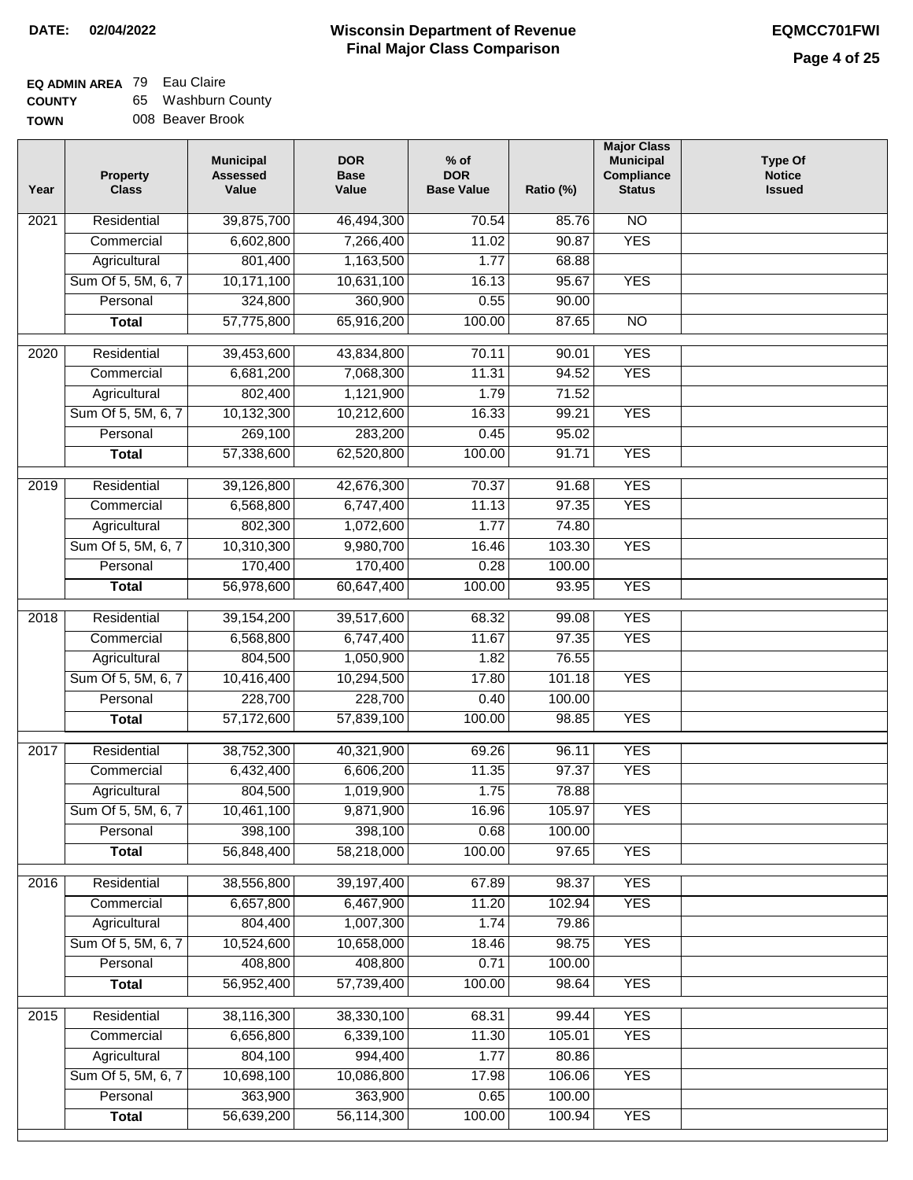**DATE: 02/04/2022**

# Wisconsin Department of Revenue
## Final Major Class Comparison

**EQMCC701FWI**

**EQ ADMIN AREA** 79 Eau Claire
**COUNTY** 65 Washburn County
**TOWN** 008 Beaver Brook

| Year | Property Class | Municipal Assessed Value | DOR Base Value | % of DOR Base Value | Ratio (%) | Major Class Municipal Compliance Status | Type Of Notice Issued |
|---|---|---|---|---|---|---|---|
| 2021 | Residential | 39,875,700 | 46,494,300 | 70.54 | 85.76 | NO | |
| | Commercial | 6,602,800 | 7,266,400 | 11.02 | 90.87 | YES | |
| | Agricultural | 801,400 | 1,163,500 | 1.77 | 68.88 | | |
| | Sum Of 5, 5M, 6, 7 | 10,171,100 | 10,631,100 | 16.13 | 95.67 | YES | |
| | Personal | 324,800 | 360,900 | 0.55 | 90.00 | | |
| | **Total** | 57,775,800 | 65,916,200 | 100.00 | 87.65 | NO | |
| 2020 | Residential | 39,453,600 | 43,834,800 | 70.11 | 90.01 | YES | |
| | Commercial | 6,681,200 | 7,068,300 | 11.31 | 94.52 | YES | |
| | Agricultural | 802,400 | 1,121,900 | 1.79 | 71.52 | | |
| | Sum Of 5, 5M, 6, 7 | 10,132,300 | 10,212,600 | 16.33 | 99.21 | YES | |
| | Personal | 269,100 | 283,200 | 0.45 | 95.02 | | |
| | **Total** | 57,338,600 | 62,520,800 | 100.00 | 91.71 | YES | |
| 2019 | Residential | 39,126,800 | 42,676,300 | 70.37 | 91.68 | YES | |
| | Commercial | 6,568,800 | 6,747,400 | 11.13 | 97.35 | YES | |
| | Agricultural | 802,300 | 1,072,600 | 1.77 | 74.80 | | |
| | Sum Of 5, 5M, 6, 7 | 10,310,300 | 9,980,700 | 16.46 | 103.30 | YES | |
| | Personal | 170,400 | 170,400 | 0.28 | 100.00 | | |
| | **Total** | 56,978,600 | 60,647,400 | 100.00 | 93.95 | YES | |
| 2018 | Residential | 39,154,200 | 39,517,600 | 68.32 | 99.08 | YES | |
| | Commercial | 6,568,800 | 6,747,400 | 11.67 | 97.35 | YES | |
| | Agricultural | 804,500 | 1,050,900 | 1.82 | 76.55 | | |
| | Sum Of 5, 5M, 6, 7 | 10,416,400 | 10,294,500 | 17.80 | 101.18 | YES | |
| | Personal | 228,700 | 228,700 | 0.40 | 100.00 | | |
| | **Total** | 57,172,600 | 57,839,100 | 100.00 | 98.85 | YES | |
| 2017 | Residential | 38,752,300 | 40,321,900 | 69.26 | 96.11 | YES | |
| | Commercial | 6,432,400 | 6,606,200 | 11.35 | 97.37 | YES | |
| | Agricultural | 804,500 | 1,019,900 | 1.75 | 78.88 | | |
| | Sum Of 5, 5M, 6, 7 | 10,461,100 | 9,871,900 | 16.96 | 105.97 | YES | |
| | Personal | 398,100 | 398,100 | 0.68 | 100.00 | | |
| | **Total** | 56,848,400 | 58,218,000 | 100.00 | 97.65 | YES | |
| 2016 | Residential | 38,556,800 | 39,197,400 | 67.89 | 98.37 | YES | |
| | Commercial | 6,657,800 | 6,467,900 | 11.20 | 102.94 | YES | |
| | Agricultural | 804,400 | 1,007,300 | 1.74 | 79.86 | | |
| | Sum Of 5, 5M, 6, 7 | 10,524,600 | 10,658,000 | 18.46 | 98.75 | YES | |
| | Personal | 408,800 | 408,800 | 0.71 | 100.00 | | |
| | **Total** | 56,952,400 | 57,739,400 | 100.00 | 98.64 | YES | |
| 2015 | Residential | 38,116,300 | 38,330,100 | 68.31 | 99.44 | YES | |
| | Commercial | 6,656,800 | 6,339,100 | 11.30 | 105.01 | YES | |
| | Agricultural | 804,100 | 994,400 | 1.77 | 80.86 | | |
| | Sum Of 5, 5M, 6, 7 | 10,698,100 | 10,086,800 | 17.98 | 106.06 | YES | |
| | Personal | 363,900 | 363,900 | 0.65 | 100.00 | | |
| | **Total** | 56,639,200 | 56,114,300 | 100.00 | 100.94 | YES | |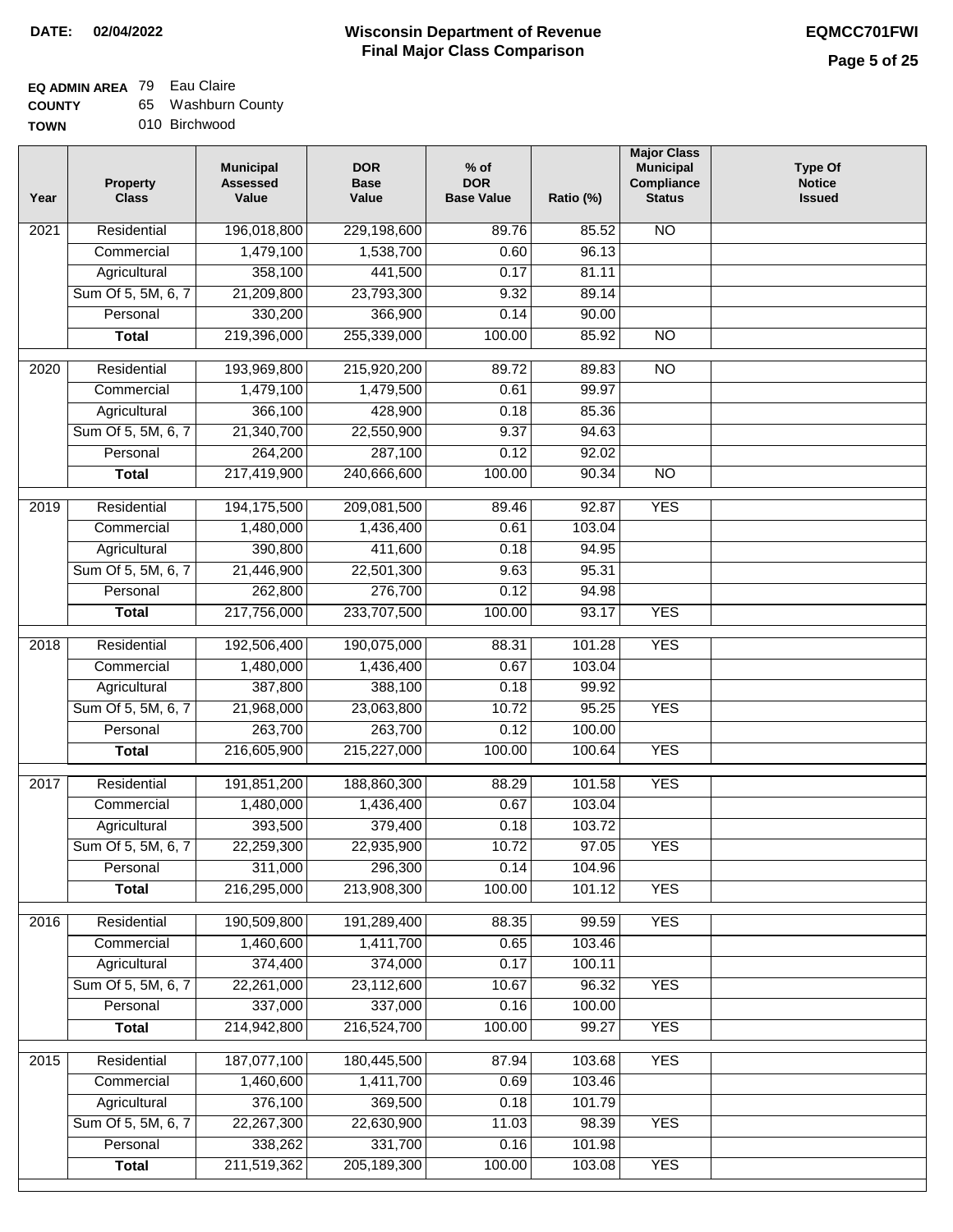**DATE:** 02/04/2022

# Wisconsin Department of Revenue
## Final Major Class Comparison

**EQMCC701FWI**

**EQ ADMIN AREA** 79 Eau Claire
**COUNTY** 65 Washburn County
**TOWN** 010 Birchwood

| Year | Property Class | Municipal Assessed Value | DOR Base Value | % of DOR Base Value | Ratio (%) | Major Class Municipal Compliance Status | Type Of Notice Issued |
|---|---|---|---|---|---|---|---|
| 2021 | Residential | 196,018,800 | 229,198,600 | 89.76 | 85.52 | NO | |
| | Commercial | 1,479,100 | 1,538,700 | 0.60 | 96.13 | | |
| | Agricultural | 358,100 | 441,500 | 0.17 | 81.11 | | |
| | Sum Of 5, 5M, 6, 7 | 21,209,800 | 23,793,300 | 9.32 | 89.14 | | |
| | Personal | 330,200 | 366,900 | 0.14 | 90.00 | | |
| | **Total** | 219,396,000 | 255,339,000 | 100.00 | 85.92 | NO | |
| 2020 | Residential | 193,969,800 | 215,920,200 | 89.72 | 89.83 | NO | |
| | Commercial | 1,479,100 | 1,479,500 | 0.61 | 99.97 | | |
| | Agricultural | 366,100 | 428,900 | 0.18 | 85.36 | | |
| | Sum Of 5, 5M, 6, 7 | 21,340,700 | 22,550,900 | 9.37 | 94.63 | | |
| | Personal | 264,200 | 287,100 | 0.12 | 92.02 | | |
| | **Total** | 217,419,900 | 240,666,600 | 100.00 | 90.34 | NO | |
| 2019 | Residential | 194,175,500 | 209,081,500 | 89.46 | 92.87 | YES | |
| | Commercial | 1,480,000 | 1,436,400 | 0.61 | 103.04 | | |
| | Agricultural | 390,800 | 411,600 | 0.18 | 94.95 | | |
| | Sum Of 5, 5M, 6, 7 | 21,446,900 | 22,501,300 | 9.63 | 95.31 | | |
| | Personal | 262,800 | 276,700 | 0.12 | 94.98 | | |
| | **Total** | 217,756,000 | 233,707,500 | 100.00 | 93.17 | YES | |
| 2018 | Residential | 192,506,400 | 190,075,000 | 88.31 | 101.28 | YES | |
| | Commercial | 1,480,000 | 1,436,400 | 0.67 | 103.04 | | |
| | Agricultural | 387,800 | 388,100 | 0.18 | 99.92 | | |
| | Sum Of 5, 5M, 6, 7 | 21,968,000 | 23,063,800 | 10.72 | 95.25 | YES | |
| | Personal | 263,700 | 263,700 | 0.12 | 100.00 | | |
| | **Total** | 216,605,900 | 215,227,000 | 100.00 | 100.64 | YES | |
| 2017 | Residential | 191,851,200 | 188,860,300 | 88.29 | 101.58 | YES | |
| | Commercial | 1,480,000 | 1,436,400 | 0.67 | 103.04 | | |
| | Agricultural | 393,500 | 379,400 | 0.18 | 103.72 | | |
| | Sum Of 5, 5M, 6, 7 | 22,259,300 | 22,935,900 | 10.72 | 97.05 | YES | |
| | Personal | 311,000 | 296,300 | 0.14 | 104.96 | | |
| | **Total** | 216,295,000 | 213,908,300 | 100.00 | 101.12 | YES | |
| 2016 | Residential | 190,509,800 | 191,289,400 | 88.35 | 99.59 | YES | |
| | Commercial | 1,460,600 | 1,411,700 | 0.65 | 103.46 | | |
| | Agricultural | 374,400 | 374,000 | 0.17 | 100.11 | | |
| | Sum Of 5, 5M, 6, 7 | 22,261,000 | 23,112,600 | 10.67 | 96.32 | YES | |
| | Personal | 337,000 | 337,000 | 0.16 | 100.00 | | |
| | **Total** | 214,942,800 | 216,524,700 | 100.00 | 99.27 | YES | |
| 2015 | Residential | 187,077,100 | 180,445,500 | 87.94 | 103.68 | YES | |
| | Commercial | 1,460,600 | 1,411,700 | 0.69 | 103.46 | | |
| | Agricultural | 376,100 | 369,500 | 0.18 | 101.79 | | |
| | Sum Of 5, 5M, 6, 7 | 22,267,300 | 22,630,900 | 11.03 | 98.39 | YES | |
| | Personal | 338,262 | 331,700 | 0.16 | 101.98 | | |
| | **Total** | 211,519,362 | 205,189,300 | 100.00 | 103.08 | YES | |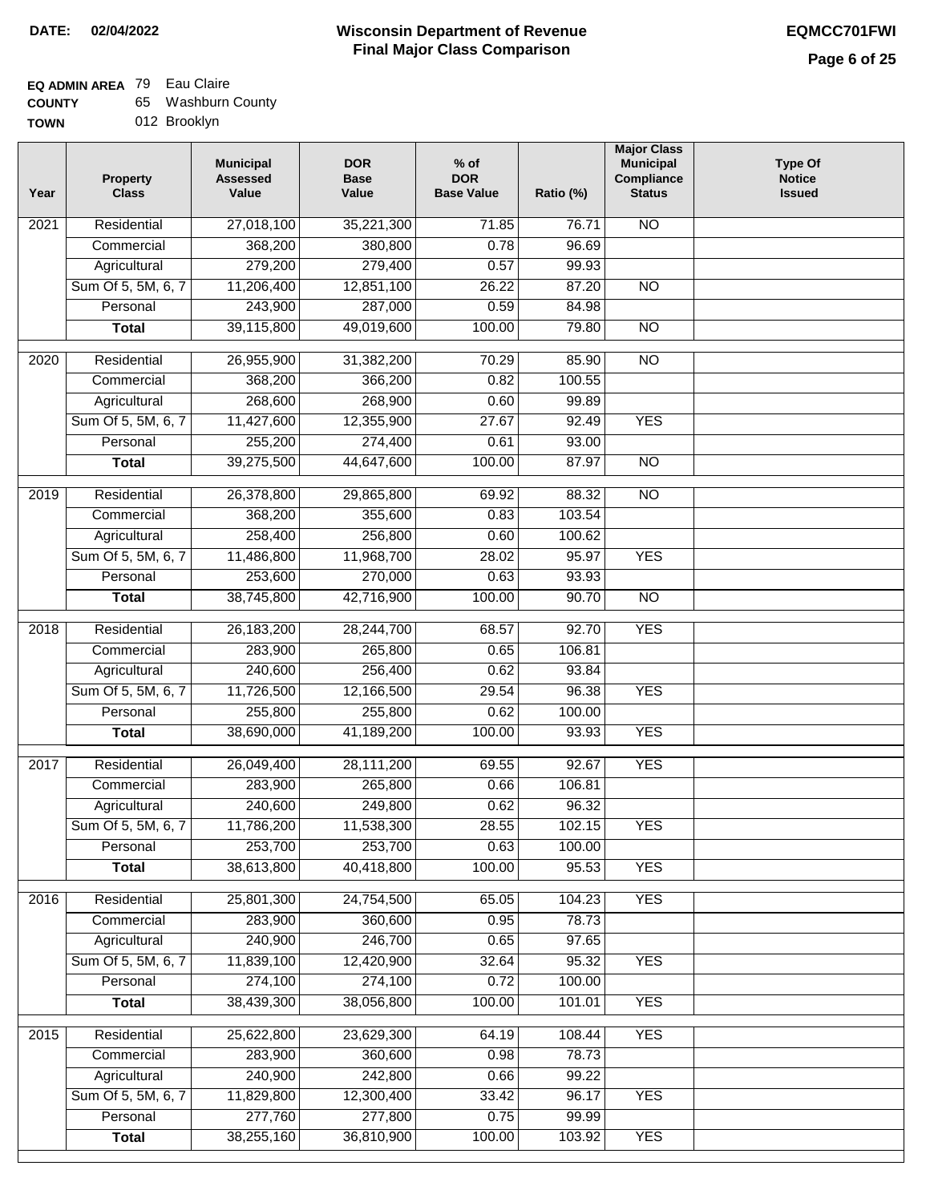**DATE:** 02/04/2022

# Wisconsin Department of Revenue
## Final Major Class Comparison

**EQMCC701FWI**

**EQ ADMIN AREA** 79 Eau Claire
**COUNTY** 65 Washburn County
**TOWN** 012 Brooklyn

| Year | Property Class | Municipal Assessed Value | DOR Base Value | % of DOR Base Value | Ratio (%) | Major Class Municipal Compliance Status | Type Of Notice Issued |
|---|---|---|---|---|---|---|---|
| 2021 | Residential | 27,018,100 | 35,221,300 | 71.85 | 76.71 | NO | |
| | Commercial | 368,200 | 380,800 | 0.78 | 96.69 | | |
| | Agricultural | 279,200 | 279,400 | 0.57 | 99.93 | | |
| | Sum Of 5, 5M, 6, 7 | 11,206,400 | 12,851,100 | 26.22 | 87.20 | NO | |
| | Personal | 243,900 | 287,000 | 0.59 | 84.98 | | |
| | **Total** | 39,115,800 | 49,019,600 | 100.00 | 79.80 | NO | |
| 2020 | Residential | 26,955,900 | 31,382,200 | 70.29 | 85.90 | NO | |
| | Commercial | 368,200 | 366,200 | 0.82 | 100.55 | | |
| | Agricultural | 268,600 | 268,900 | 0.60 | 99.89 | | |
| | Sum Of 5, 5M, 6, 7 | 11,427,600 | 12,355,900 | 27.67 | 92.49 | YES | |
| | Personal | 255,200 | 274,400 | 0.61 | 93.00 | | |
| | **Total** | 39,275,500 | 44,647,600 | 100.00 | 87.97 | NO | |
| 2019 | Residential | 26,378,800 | 29,865,800 | 69.92 | 88.32 | NO | |
| | Commercial | 368,200 | 355,600 | 0.83 | 103.54 | | |
| | Agricultural | 258,400 | 256,800 | 0.60 | 100.62 | | |
| | Sum Of 5, 5M, 6, 7 | 11,486,800 | 11,968,700 | 28.02 | 95.97 | YES | |
| | Personal | 253,600 | 270,000 | 0.63 | 93.93 | | |
| | **Total** | 38,745,800 | 42,716,900 | 100.00 | 90.70 | NO | |
| 2018 | Residential | 26,183,200 | 28,244,700 | 68.57 | 92.70 | YES | |
| | Commercial | 283,900 | 265,800 | 0.65 | 106.81 | | |
| | Agricultural | 240,600 | 256,400 | 0.62 | 93.84 | | |
| | Sum Of 5, 5M, 6, 7 | 11,726,500 | 12,166,500 | 29.54 | 96.38 | YES | |
| | Personal | 255,800 | 255,800 | 0.62 | 100.00 | | |
| | **Total** | 38,690,000 | 41,189,200 | 100.00 | 93.93 | YES | |
| 2017 | Residential | 26,049,400 | 28,111,200 | 69.55 | 92.67 | YES | |
| | Commercial | 283,900 | 265,800 | 0.66 | 106.81 | | |
| | Agricultural | 240,600 | 249,800 | 0.62 | 96.32 | | |
| | Sum Of 5, 5M, 6, 7 | 11,786,200 | 11,538,300 | 28.55 | 102.15 | YES | |
| | Personal | 253,700 | 253,700 | 0.63 | 100.00 | | |
| | **Total** | 38,613,800 | 40,418,800 | 100.00 | 95.53 | YES | |
| 2016 | Residential | 25,801,300 | 24,754,500 | 65.05 | 104.23 | YES | |
| | Commercial | 283,900 | 360,600 | 0.95 | 78.73 | | |
| | Agricultural | 240,900 | 246,700 | 0.65 | 97.65 | | |
| | Sum Of 5, 5M, 6, 7 | 11,839,100 | 12,420,900 | 32.64 | 95.32 | YES | |
| | Personal | 274,100 | 274,100 | 0.72 | 100.00 | | |
| | **Total** | 38,439,300 | 38,056,800 | 100.00 | 101.01 | YES | |
| 2015 | Residential | 25,622,800 | 23,629,300 | 64.19 | 108.44 | YES | |
| | Commercial | 283,900 | 360,600 | 0.98 | 78.73 | | |
| | Agricultural | 240,900 | 242,800 | 0.66 | 99.22 | | |
| | Sum Of 5, 5M, 6, 7 | 11,829,800 | 12,300,400 | 33.42 | 96.17 | YES | |
| | Personal | 277,760 | 277,800 | 0.75 | 99.99 | | |
| | **Total** | 38,255,160 | 36,810,900 | 100.00 | 103.92 | YES | |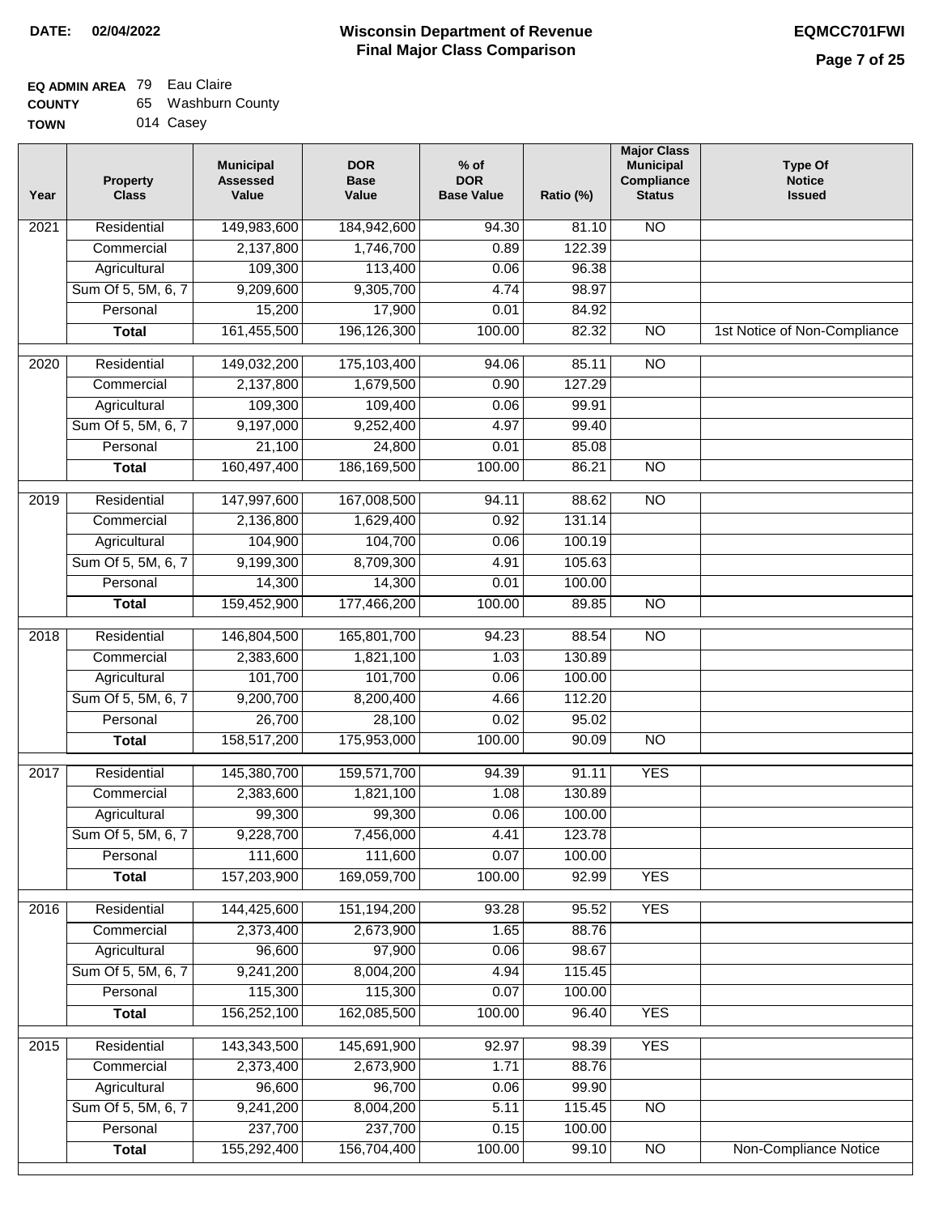**DATE:** 02/04/2022

# Wisconsin Department of Revenue
## Final Major Class Comparison

**EQMCC701FWI**

**EQ ADMIN AREA** 79 Eau Claire
**COUNTY** 65 Washburn County
**TOWN** 014 Casey

| Year | Property Class | Municipal Assessed Value | DOR Base Value | % of DOR Base Value | Ratio (%) | Major Class Municipal Compliance Status | Type Of Notice Issued |
|---|---|---|---|---|---|---|---|
| 2021 | Residential | 149,983,600 | 184,942,600 | 94.30 | 81.10 | NO | |
| | Commercial | 2,137,800 | 1,746,700 | 0.89 | 122.39 | | |
| | Agricultural | 109,300 | 113,400 | 0.06 | 96.38 | | |
| | Sum Of 5, 5M, 6, 7 | 9,209,600 | 9,305,700 | 4.74 | 98.97 | | |
| | Personal | 15,200 | 17,900 | 0.01 | 84.92 | | |
| | **Total** | 161,455,500 | 196,126,300 | 100.00 | 82.32 | NO | 1st Notice of Non-Compliance |
| 2020 | Residential | 149,032,200 | 175,103,400 | 94.06 | 85.11 | NO | |
| | Commercial | 2,137,800 | 1,679,500 | 0.90 | 127.29 | | |
| | Agricultural | 109,300 | 109,400 | 0.06 | 99.91 | | |
| | Sum Of 5, 5M, 6, 7 | 9,197,000 | 9,252,400 | 4.97 | 99.40 | | |
| | Personal | 21,100 | 24,800 | 0.01 | 85.08 | | |
| | **Total** | 160,497,400 | 186,169,500 | 100.00 | 86.21 | NO | |
| 2019 | Residential | 147,997,600 | 167,008,500 | 94.11 | 88.62 | NO | |
| | Commercial | 2,136,800 | 1,629,400 | 0.92 | 131.14 | | |
| | Agricultural | 104,900 | 104,700 | 0.06 | 100.19 | | |
| | Sum Of 5, 5M, 6, 7 | 9,199,300 | 8,709,300 | 4.91 | 105.63 | | |
| | Personal | 14,300 | 14,300 | 0.01 | 100.00 | | |
| | **Total** | 159,452,900 | 177,466,200 | 100.00 | 89.85 | NO | |
| 2018 | Residential | 146,804,500 | 165,801,700 | 94.23 | 88.54 | NO | |
| | Commercial | 2,383,600 | 1,821,100 | 1.03 | 130.89 | | |
| | Agricultural | 101,700 | 101,700 | 0.06 | 100.00 | | |
| | Sum Of 5, 5M, 6, 7 | 9,200,700 | 8,200,400 | 4.66 | 112.20 | | |
| | Personal | 26,700 | 28,100 | 0.02 | 95.02 | | |
| | **Total** | 158,517,200 | 175,953,000 | 100.00 | 90.09 | NO | |
| 2017 | Residential | 145,380,700 | 159,571,700 | 94.39 | 91.11 | YES | |
| | Commercial | 2,383,600 | 1,821,100 | 1.08 | 130.89 | | |
| | Agricultural | 99,300 | 99,300 | 0.06 | 100.00 | | |
| | Sum Of 5, 5M, 6, 7 | 9,228,700 | 7,456,000 | 4.41 | 123.78 | | |
| | Personal | 111,600 | 111,600 | 0.07 | 100.00 | | |
| | **Total** | 157,203,900 | 169,059,700 | 100.00 | 92.99 | YES | |
| 2016 | Residential | 144,425,600 | 151,194,200 | 93.28 | 95.52 | YES | |
| | Commercial | 2,373,400 | 2,673,900 | 1.65 | 88.76 | | |
| | Agricultural | 96,600 | 97,900 | 0.06 | 98.67 | | |
| | Sum Of 5, 5M, 6, 7 | 9,241,200 | 8,004,200 | 4.94 | 115.45 | | |
| | Personal | 115,300 | 115,300 | 0.07 | 100.00 | | |
| | **Total** | 156,252,100 | 162,085,500 | 100.00 | 96.40 | YES | |
| 2015 | Residential | 143,343,500 | 145,691,900 | 92.97 | 98.39 | YES | |
| | Commercial | 2,373,400 | 2,673,900 | 1.71 | 88.76 | | |
| | Agricultural | 96,600 | 96,700 | 0.06 | 99.90 | | |
| | Sum Of 5, 5M, 6, 7 | 9,241,200 | 8,004,200 | 5.11 | 115.45 | NO | |
| | Personal | 237,700 | 237,700 | 0.15 | 100.00 | | |
| | **Total** | 155,292,400 | 156,704,400 | 100.00 | 99.10 | NO | Non-Compliance Notice |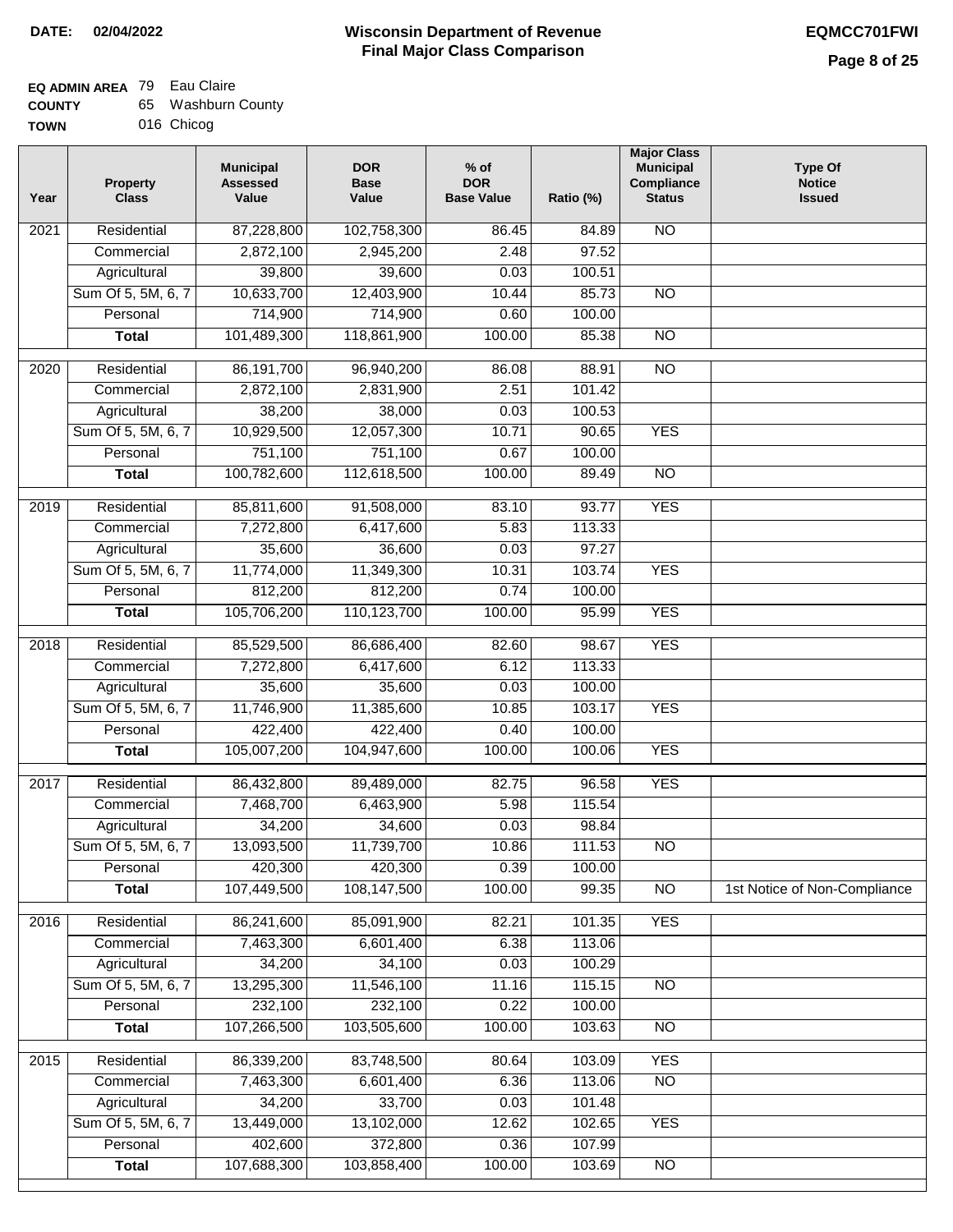**DATE: 02/04/2022**

# Wisconsin Department of Revenue
## Final Major Class Comparison

**EQMCC701FWI**

**EQ ADMIN AREA** 79 Eau Claire
**COUNTY** 65 Washburn County
**TOWN** 016 Chicog

| Year | Property Class | Municipal Assessed Value | DOR Base Value | % of DOR Base Value | Ratio (%) | Major Class Municipal Compliance Status | Type Of Notice Issued |
|---|---|---|---|---|---|---|---|
| 2021 | Residential | 87,228,800 | 102,758,300 | 86.45 | 84.89 | NO | |
| | Commercial | 2,872,100 | 2,945,200 | 2.48 | 97.52 | | |
| | Agricultural | 39,800 | 39,600 | 0.03 | 100.51 | | |
| | Sum Of 5, 5M, 6, 7 | 10,633,700 | 12,403,900 | 10.44 | 85.73 | NO | |
| | Personal | 714,900 | 714,900 | 0.60 | 100.00 | | |
| | **Total** | 101,489,300 | 118,861,900 | 100.00 | 85.38 | NO | |
| 2020 | Residential | 86,191,700 | 96,940,200 | 86.08 | 88.91 | NO | |
| | Commercial | 2,872,100 | 2,831,900 | 2.51 | 101.42 | | |
| | Agricultural | 38,200 | 38,000 | 0.03 | 100.53 | | |
| | Sum Of 5, 5M, 6, 7 | 10,929,500 | 12,057,300 | 10.71 | 90.65 | YES | |
| | Personal | 751,100 | 751,100 | 0.67 | 100.00 | | |
| | **Total** | 100,782,600 | 112,618,500 | 100.00 | 89.49 | NO | |
| 2019 | Residential | 85,811,600 | 91,508,000 | 83.10 | 93.77 | YES | |
| | Commercial | 7,272,800 | 6,417,600 | 5.83 | 113.33 | | |
| | Agricultural | 35,600 | 36,600 | 0.03 | 97.27 | | |
| | Sum Of 5, 5M, 6, 7 | 11,774,000 | 11,349,300 | 10.31 | 103.74 | YES | |
| | Personal | 812,200 | 812,200 | 0.74 | 100.00 | | |
| | **Total** | 105,706,200 | 110,123,700 | 100.00 | 95.99 | YES | |
| 2018 | Residential | 85,529,500 | 86,686,400 | 82.60 | 98.67 | YES | |
| | Commercial | 7,272,800 | 6,417,600 | 6.12 | 113.33 | | |
| | Agricultural | 35,600 | 35,600 | 0.03 | 100.00 | | |
| | Sum Of 5, 5M, 6, 7 | 11,746,900 | 11,385,600 | 10.85 | 103.17 | YES | |
| | Personal | 422,400 | 422,400 | 0.40 | 100.00 | | |
| | **Total** | 105,007,200 | 104,947,600 | 100.00 | 100.06 | YES | |
| 2017 | Residential | 86,432,800 | 89,489,000 | 82.75 | 96.58 | YES | |
| | Commercial | 7,468,700 | 6,463,900 | 5.98 | 115.54 | | |
| | Agricultural | 34,200 | 34,600 | 0.03 | 98.84 | | |
| | Sum Of 5, 5M, 6, 7 | 13,093,500 | 11,739,700 | 10.86 | 111.53 | NO | |
| | Personal | 420,300 | 420,300 | 0.39 | 100.00 | | |
| | **Total** | 107,449,500 | 108,147,500 | 100.00 | 99.35 | NO | 1st Notice of Non-Compliance |
| 2016 | Residential | 86,241,600 | 85,091,900 | 82.21 | 101.35 | YES | |
| | Commercial | 7,463,300 | 6,601,400 | 6.38 | 113.06 | | |
| | Agricultural | 34,200 | 34,100 | 0.03 | 100.29 | | |
| | Sum Of 5, 5M, 6, 7 | 13,295,300 | 11,546,100 | 11.16 | 115.15 | NO | |
| | Personal | 232,100 | 232,100 | 0.22 | 100.00 | | |
| | **Total** | 107,266,500 | 103,505,600 | 100.00 | 103.63 | NO | |
| 2015 | Residential | 86,339,200 | 83,748,500 | 80.64 | 103.09 | YES | |
| | Commercial | 7,463,300 | 6,601,400 | 6.36 | 113.06 | NO | |
| | Agricultural | 34,200 | 33,700 | 0.03 | 101.48 | | |
| | Sum Of 5, 5M, 6, 7 | 13,449,000 | 13,102,000 | 12.62 | 102.65 | YES | |
| | Personal | 402,600 | 372,800 | 0.36 | 107.99 | | |
| | **Total** | 107,688,300 | 103,858,400 | 100.00 | 103.69 | NO | |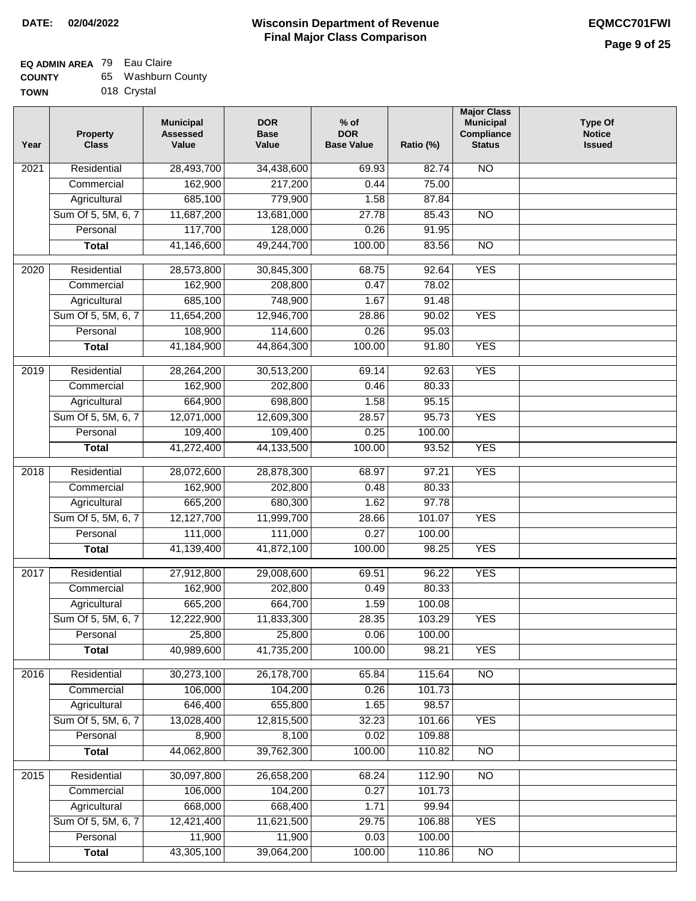**DATE: 02/04/2022**

# Wisconsin Department of Revenue
## Final Major Class Comparison

**EQMCC701FWI**

**EQ ADMIN AREA** 79 Eau Claire
**COUNTY** 65 Washburn County
**TOWN** 018 Crystal

| Year | Property Class | Municipal Assessed Value | DOR Base Value | % of DOR Base Value | Ratio (%) | Major Class Municipal Compliance Status | Type Of Notice Issued |
|---|---|---|---|---|---|---|---|
| 2021 | Residential | 28,493,700 | 34,438,600 | 69.93 | 82.74 | NO | |
| | Commercial | 162,900 | 217,200 | 0.44 | 75.00 | | |
| | Agricultural | 685,100 | 779,900 | 1.58 | 87.84 | | |
| | Sum Of 5, 5M, 6, 7 | 11,687,200 | 13,681,000 | 27.78 | 85.43 | NO | |
| | Personal | 117,700 | 128,000 | 0.26 | 91.95 | | |
| | **Total** | 41,146,600 | 49,244,700 | 100.00 | 83.56 | NO | |
| 2020 | Residential | 28,573,800 | 30,845,300 | 68.75 | 92.64 | YES | |
| | Commercial | 162,900 | 208,800 | 0.47 | 78.02 | | |
| | Agricultural | 685,100 | 748,900 | 1.67 | 91.48 | | |
| | Sum Of 5, 5M, 6, 7 | 11,654,200 | 12,946,700 | 28.86 | 90.02 | YES | |
| | Personal | 108,900 | 114,600 | 0.26 | 95.03 | | |
| | **Total** | 41,184,900 | 44,864,300 | 100.00 | 91.80 | YES | |
| 2019 | Residential | 28,264,200 | 30,513,200 | 69.14 | 92.63 | YES | |
| | Commercial | 162,900 | 202,800 | 0.46 | 80.33 | | |
| | Agricultural | 664,900 | 698,800 | 1.58 | 95.15 | | |
| | Sum Of 5, 5M, 6, 7 | 12,071,000 | 12,609,300 | 28.57 | 95.73 | YES | |
| | Personal | 109,400 | 109,400 | 0.25 | 100.00 | | |
| | **Total** | 41,272,400 | 44,133,500 | 100.00 | 93.52 | YES | |
| 2018 | Residential | 28,072,600 | 28,878,300 | 68.97 | 97.21 | YES | |
| | Commercial | 162,900 | 202,800 | 0.48 | 80.33 | | |
| | Agricultural | 665,200 | 680,300 | 1.62 | 97.78 | | |
| | Sum Of 5, 5M, 6, 7 | 12,127,700 | 11,999,700 | 28.66 | 101.07 | YES | |
| | Personal | 111,000 | 111,000 | 0.27 | 100.00 | | |
| | **Total** | 41,139,400 | 41,872,100 | 100.00 | 98.25 | YES | |
| 2017 | Residential | 27,912,800 | 29,008,600 | 69.51 | 96.22 | YES | |
| | Commercial | 162,900 | 202,800 | 0.49 | 80.33 | | |
| | Agricultural | 665,200 | 664,700 | 1.59 | 100.08 | | |
| | Sum Of 5, 5M, 6, 7 | 12,222,900 | 11,833,300 | 28.35 | 103.29 | YES | |
| | Personal | 25,800 | 25,800 | 0.06 | 100.00 | | |
| | **Total** | 40,989,600 | 41,735,200 | 100.00 | 98.21 | YES | |
| 2016 | Residential | 30,273,100 | 26,178,700 | 65.84 | 115.64 | NO | |
| | Commercial | 106,000 | 104,200 | 0.26 | 101.73 | | |
| | Agricultural | 646,400 | 655,800 | 1.65 | 98.57 | | |
| | Sum Of 5, 5M, 6, 7 | 13,028,400 | 12,815,500 | 32.23 | 101.66 | YES | |
| | Personal | 8,900 | 8,100 | 0.02 | 109.88 | | |
| | **Total** | 44,062,800 | 39,762,300 | 100.00 | 110.82 | NO | |
| 2015 | Residential | 30,097,800 | 26,658,200 | 68.24 | 112.90 | NO | |
| | Commercial | 106,000 | 104,200 | 0.27 | 101.73 | | |
| | Agricultural | 668,000 | 668,400 | 1.71 | 99.94 | | |
| | Sum Of 5, 5M, 6, 7 | 12,421,400 | 11,621,500 | 29.75 | 106.88 | YES | |
| | Personal | 11,900 | 11,900 | 0.03 | 100.00 | | |
| | **Total** | 43,305,100 | 39,064,200 | 100.00 | 110.86 | NO | |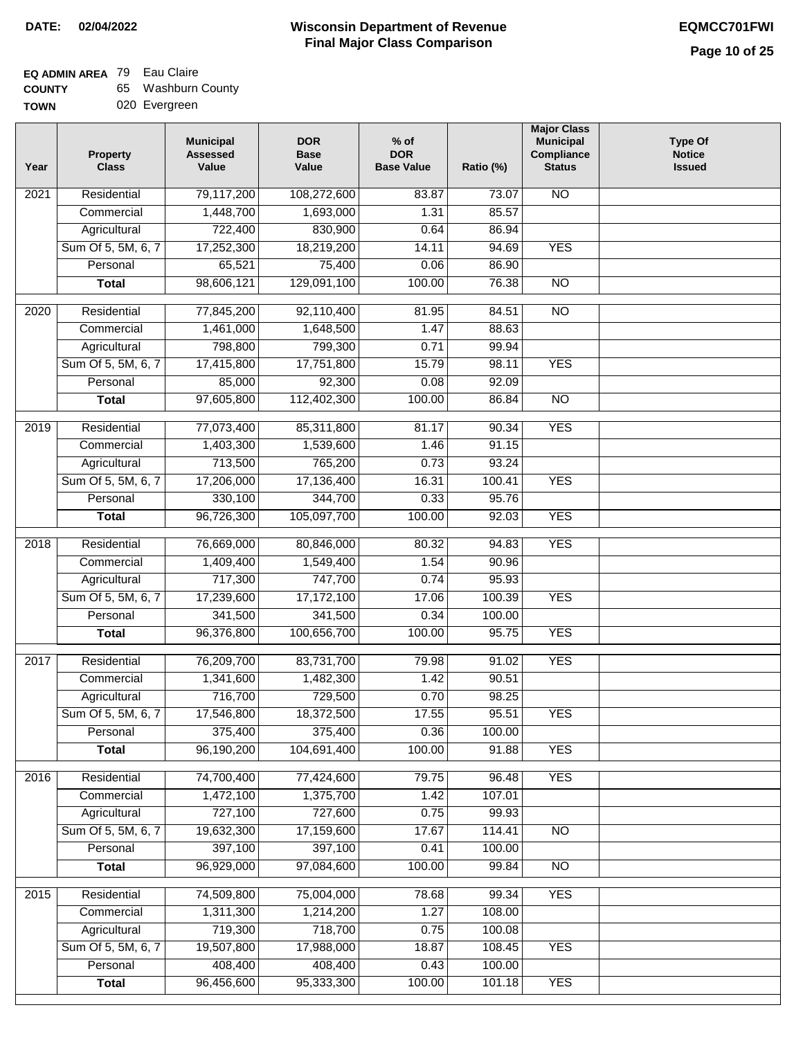**DATE: 02/04/2022**

# Wisconsin Department of Revenue
## Final Major Class Comparison

**EQMCC701FWI**

**EQ ADMIN AREA** 79 Eau Claire
**COUNTY** 65 Washburn County
**TOWN** 020 Evergreen

| Year | Property Class | Municipal Assessed Value | DOR Base Value | % of DOR Base Value | Ratio (%) | Major Class Municipal Compliance Status | Type Of Notice Issued |
|---|---|---|---|---|---|---|---|
| 2021 | Residential | 79,117,200 | 108,272,600 | 83.87 | 73.07 | NO | |
| | Commercial | 1,448,700 | 1,693,000 | 1.31 | 85.57 | | |
| | Agricultural | 722,400 | 830,900 | 0.64 | 86.94 | | |
| | Sum Of 5, 5M, 6, 7 | 17,252,300 | 18,219,200 | 14.11 | 94.69 | YES | |
| | Personal | 65,521 | 75,400 | 0.06 | 86.90 | | |
| | **Total** | 98,606,121 | 129,091,100 | 100.00 | 76.38 | NO | |
| 2020 | Residential | 77,845,200 | 92,110,400 | 81.95 | 84.51 | NO | |
| | Commercial | 1,461,000 | 1,648,500 | 1.47 | 88.63 | | |
| | Agricultural | 798,800 | 799,300 | 0.71 | 99.94 | | |
| | Sum Of 5, 5M, 6, 7 | 17,415,800 | 17,751,800 | 15.79 | 98.11 | YES | |
| | Personal | 85,000 | 92,300 | 0.08 | 92.09 | | |
| | **Total** | 97,605,800 | 112,402,300 | 100.00 | 86.84 | NO | |
| 2019 | Residential | 77,073,400 | 85,311,800 | 81.17 | 90.34 | YES | |
| | Commercial | 1,403,300 | 1,539,600 | 1.46 | 91.15 | | |
| | Agricultural | 713,500 | 765,200 | 0.73 | 93.24 | | |
| | Sum Of 5, 5M, 6, 7 | 17,206,000 | 17,136,400 | 16.31 | 100.41 | YES | |
| | Personal | 330,100 | 344,700 | 0.33 | 95.76 | | |
| | **Total** | 96,726,300 | 105,097,700 | 100.00 | 92.03 | YES | |
| 2018 | Residential | 76,669,000 | 80,846,000 | 80.32 | 94.83 | YES | |
| | Commercial | 1,409,400 | 1,549,400 | 1.54 | 90.96 | | |
| | Agricultural | 717,300 | 747,700 | 0.74 | 95.93 | | |
| | Sum Of 5, 5M, 6, 7 | 17,239,600 | 17,172,100 | 17.06 | 100.39 | YES | |
| | Personal | 341,500 | 341,500 | 0.34 | 100.00 | | |
| | **Total** | 96,376,800 | 100,656,700 | 100.00 | 95.75 | YES | |
| 2017 | Residential | 76,209,700 | 83,731,700 | 79.98 | 91.02 | YES | |
| | Commercial | 1,341,600 | 1,482,300 | 1.42 | 90.51 | | |
| | Agricultural | 716,700 | 729,500 | 0.70 | 98.25 | | |
| | Sum Of 5, 5M, 6, 7 | 17,546,800 | 18,372,500 | 17.55 | 95.51 | YES | |
| | Personal | 375,400 | 375,400 | 0.36 | 100.00 | | |
| | **Total** | 96,190,200 | 104,691,400 | 100.00 | 91.88 | YES | |
| 2016 | Residential | 74,700,400 | 77,424,600 | 79.75 | 96.48 | YES | |
| | Commercial | 1,472,100 | 1,375,700 | 1.42 | 107.01 | | |
| | Agricultural | 727,100 | 727,600 | 0.75 | 99.93 | | |
| | Sum Of 5, 5M, 6, 7 | 19,632,300 | 17,159,600 | 17.67 | 114.41 | NO | |
| | Personal | 397,100 | 397,100 | 0.41 | 100.00 | | |
| | **Total** | 96,929,000 | 97,084,600 | 100.00 | 99.84 | NO | |
| 2015 | Residential | 74,509,800 | 75,004,000 | 78.68 | 99.34 | YES | |
| | Commercial | 1,311,300 | 1,214,200 | 1.27 | 108.00 | | |
| | Agricultural | 719,300 | 718,700 | 0.75 | 100.08 | | |
| | Sum Of 5, 5M, 6, 7 | 19,507,800 | 17,988,000 | 18.87 | 108.45 | YES | |
| | Personal | 408,400 | 408,400 | 0.43 | 100.00 | | |
| | **Total** | 96,456,600 | 95,333,300 | 100.00 | 101.18 | YES | |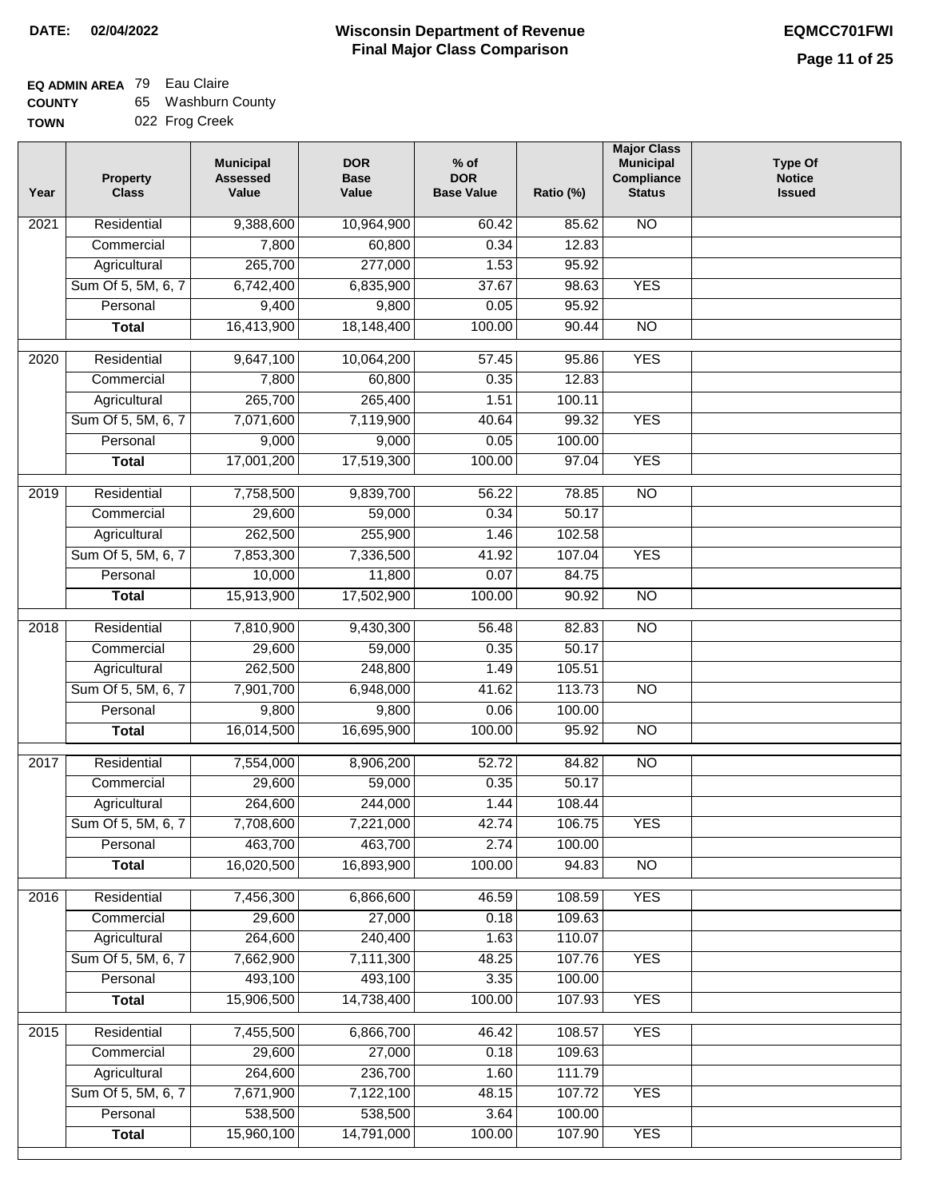**DATE:** 02/04/2022

# Wisconsin Department of Revenue
## Final Major Class Comparison

**EQMCC701FWI**

**EQ ADMIN AREA** 79 Eau Claire
**COUNTY** 65 Washburn County
**TOWN** 022 Frog Creek

| Year | Property Class | Municipal Assessed Value | DOR Base Value | % of DOR Base Value | Ratio (%) | Major Class Municipal Compliance Status | Type Of Notice Issued |
|---|---|---|---|---|---|---|---|
| 2021 | Residential | 9,388,600 | 10,964,900 | 60.42 | 85.62 | NO | |
| | Commercial | 7,800 | 60,800 | 0.34 | 12.83 | | |
| | Agricultural | 265,700 | 277,000 | 1.53 | 95.92 | | |
| | Sum Of 5, 5M, 6, 7 | 6,742,400 | 6,835,900 | 37.67 | 98.63 | YES | |
| | Personal | 9,400 | 9,800 | 0.05 | 95.92 | | |
| | **Total** | 16,413,900 | 18,148,400 | 100.00 | 90.44 | NO | |
| 2020 | Residential | 9,647,100 | 10,064,200 | 57.45 | 95.86 | YES | |
| | Commercial | 7,800 | 60,800 | 0.35 | 12.83 | | |
| | Agricultural | 265,700 | 265,400 | 1.51 | 100.11 | | |
| | Sum Of 5, 5M, 6, 7 | 7,071,600 | 7,119,900 | 40.64 | 99.32 | YES | |
| | Personal | 9,000 | 9,000 | 0.05 | 100.00 | | |
| | **Total** | 17,001,200 | 17,519,300 | 100.00 | 97.04 | YES | |
| 2019 | Residential | 7,758,500 | 9,839,700 | 56.22 | 78.85 | NO | |
| | Commercial | 29,600 | 59,000 | 0.34 | 50.17 | | |
| | Agricultural | 262,500 | 255,900 | 1.46 | 102.58 | | |
| | Sum Of 5, 5M, 6, 7 | 7,853,300 | 7,336,500 | 41.92 | 107.04 | YES | |
| | Personal | 10,000 | 11,800 | 0.07 | 84.75 | | |
| | **Total** | 15,913,900 | 17,502,900 | 100.00 | 90.92 | NO | |
| 2018 | Residential | 7,810,900 | 9,430,300 | 56.48 | 82.83 | NO | |
| | Commercial | 29,600 | 59,000 | 0.35 | 50.17 | | |
| | Agricultural | 262,500 | 248,800 | 1.49 | 105.51 | | |
| | Sum Of 5, 5M, 6, 7 | 7,901,700 | 6,948,000 | 41.62 | 113.73 | NO | |
| | Personal | 9,800 | 9,800 | 0.06 | 100.00 | | |
| | **Total** | 16,014,500 | 16,695,900 | 100.00 | 95.92 | NO | |
| 2017 | Residential | 7,554,000 | 8,906,200 | 52.72 | 84.82 | NO | |
| | Commercial | 29,600 | 59,000 | 0.35 | 50.17 | | |
| | Agricultural | 264,600 | 244,000 | 1.44 | 108.44 | | |
| | Sum Of 5, 5M, 6, 7 | 7,708,600 | 7,221,000 | 42.74 | 106.75 | YES | |
| | Personal | 463,700 | 463,700 | 2.74 | 100.00 | | |
| | **Total** | 16,020,500 | 16,893,900 | 100.00 | 94.83 | NO | |
| 2016 | Residential | 7,456,300 | 6,866,600 | 46.59 | 108.59 | YES | |
| | Commercial | 29,600 | 27,000 | 0.18 | 109.63 | | |
| | Agricultural | 264,600 | 240,400 | 1.63 | 110.07 | | |
| | Sum Of 5, 5M, 6, 7 | 7,662,900 | 7,111,300 | 48.25 | 107.76 | YES | |
| | Personal | 493,100 | 493,100 | 3.35 | 100.00 | | |
| | **Total** | 15,906,500 | 14,738,400 | 100.00 | 107.93 | YES | |
| 2015 | Residential | 7,455,500 | 6,866,700 | 46.42 | 108.57 | YES | |
| | Commercial | 29,600 | 27,000 | 0.18 | 109.63 | | |
| | Agricultural | 264,600 | 236,700 | 1.60 | 111.79 | | |
| | Sum Of 5, 5M, 6, 7 | 7,671,900 | 7,122,100 | 48.15 | 107.72 | YES | |
| | Personal | 538,500 | 538,500 | 3.64 | 100.00 | | |
| | **Total** | 15,960,100 | 14,791,000 | 100.00 | 107.90 | YES | |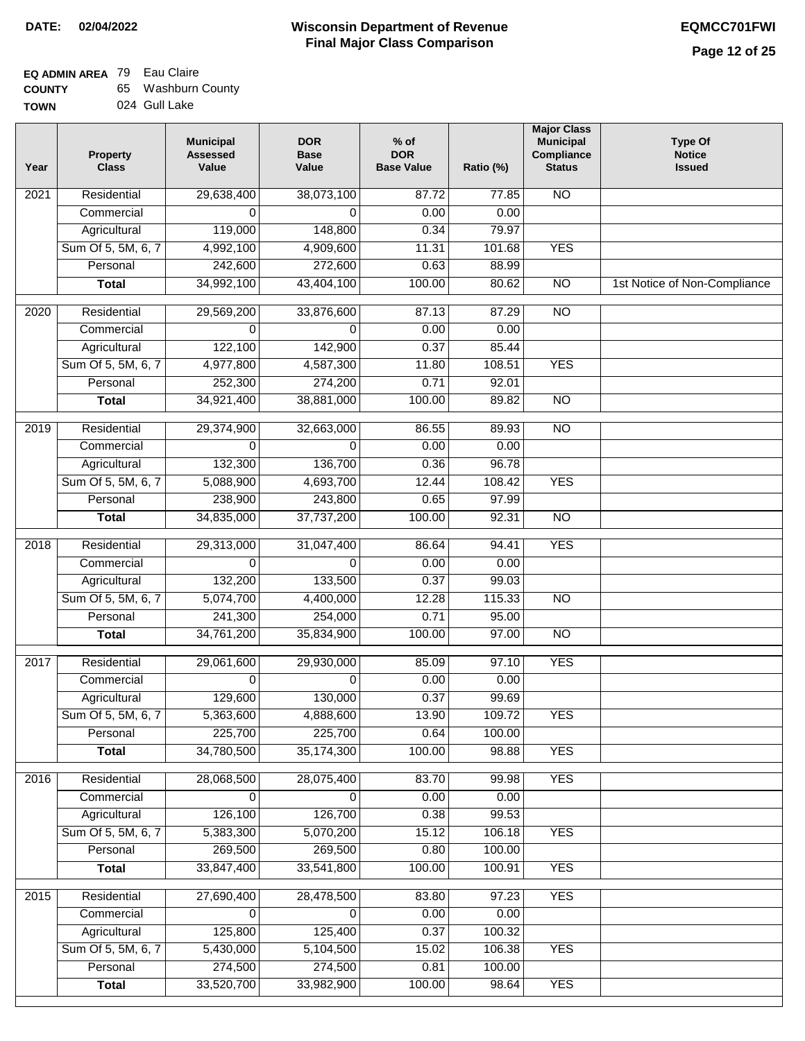**DATE: 02/04/2022**

# Wisconsin Department of Revenue
## Final Major Class Comparison

**EQMCC701FWI**

**EQ ADMIN AREA** 79 Eau Claire
**COUNTY** 65 Washburn County
**TOWN** 024 Gull Lake

| Year | Property Class | Municipal Assessed Value | DOR Base Value | % of DOR Base Value | Ratio (%) | Major Class Municipal Compliance Status | Type Of Notice Issued |
|---|---|---|---|---|---|---|---|
| 2021 | Residential | 29,638,400 | 38,073,100 | 87.72 | 77.85 | NO | |
| | Commercial | 0 | 0 | 0.00 | 0.00 | | |
| | Agricultural | 119,000 | 148,800 | 0.34 | 79.97 | | |
| | Sum Of 5, 5M, 6, 7 | 4,992,100 | 4,909,600 | 11.31 | 101.68 | YES | |
| | Personal | 242,600 | 272,600 | 0.63 | 88.99 | | |
| | **Total** | 34,992,100 | 43,404,100 | 100.00 | 80.62 | NO | 1st Notice of Non-Compliance |
| 2020 | Residential | 29,569,200 | 33,876,600 | 87.13 | 87.29 | NO | |
| | Commercial | 0 | 0 | 0.00 | 0.00 | | |
| | Agricultural | 122,100 | 142,900 | 0.37 | 85.44 | | |
| | Sum Of 5, 5M, 6, 7 | 4,977,800 | 4,587,300 | 11.80 | 108.51 | YES | |
| | Personal | 252,300 | 274,200 | 0.71 | 92.01 | | |
| | **Total** | 34,921,400 | 38,881,000 | 100.00 | 89.82 | NO | |
| 2019 | Residential | 29,374,900 | 32,663,000 | 86.55 | 89.93 | NO | |
| | Commercial | 0 | 0 | 0.00 | 0.00 | | |
| | Agricultural | 132,300 | 136,700 | 0.36 | 96.78 | | |
| | Sum Of 5, 5M, 6, 7 | 5,088,900 | 4,693,700 | 12.44 | 108.42 | YES | |
| | Personal | 238,900 | 243,800 | 0.65 | 97.99 | | |
| | **Total** | 34,835,000 | 37,737,200 | 100.00 | 92.31 | NO | |
| 2018 | Residential | 29,313,000 | 31,047,400 | 86.64 | 94.41 | YES | |
| | Commercial | 0 | 0 | 0.00 | 0.00 | | |
| | Agricultural | 132,200 | 133,500 | 0.37 | 99.03 | | |
| | Sum Of 5, 5M, 6, 7 | 5,074,700 | 4,400,000 | 12.28 | 115.33 | NO | |
| | Personal | 241,300 | 254,000 | 0.71 | 95.00 | | |
| | **Total** | 34,761,200 | 35,834,900 | 100.00 | 97.00 | NO | |
| 2017 | Residential | 29,061,600 | 29,930,000 | 85.09 | 97.10 | YES | |
| | Commercial | 0 | 0 | 0.00 | 0.00 | | |
| | Agricultural | 129,600 | 130,000 | 0.37 | 99.69 | | |
| | Sum Of 5, 5M, 6, 7 | 5,363,600 | 4,888,600 | 13.90 | 109.72 | YES | |
| | Personal | 225,700 | 225,700 | 0.64 | 100.00 | | |
| | **Total** | 34,780,500 | 35,174,300 | 100.00 | 98.88 | YES | |
| 2016 | Residential | 28,068,500 | 28,075,400 | 83.70 | 99.98 | YES | |
| | Commercial | 0 | 0 | 0.00 | 0.00 | | |
| | Agricultural | 126,100 | 126,700 | 0.38 | 99.53 | | |
| | Sum Of 5, 5M, 6, 7 | 5,383,300 | 5,070,200 | 15.12 | 106.18 | YES | |
| | Personal | 269,500 | 269,500 | 0.80 | 100.00 | | |
| | **Total** | 33,847,400 | 33,541,800 | 100.00 | 100.91 | YES | |
| 2015 | Residential | 27,690,400 | 28,478,500 | 83.80 | 97.23 | YES | |
| | Commercial | 0 | 0 | 0.00 | 0.00 | | |
| | Agricultural | 125,800 | 125,400 | 0.37 | 100.32 | | |
| | Sum Of 5, 5M, 6, 7 | 5,430,000 | 5,104,500 | 15.02 | 106.38 | YES | |
| | Personal | 274,500 | 274,500 | 0.81 | 100.00 | | |
| | **Total** | 33,520,700 | 33,982,900 | 100.00 | 98.64 | YES | |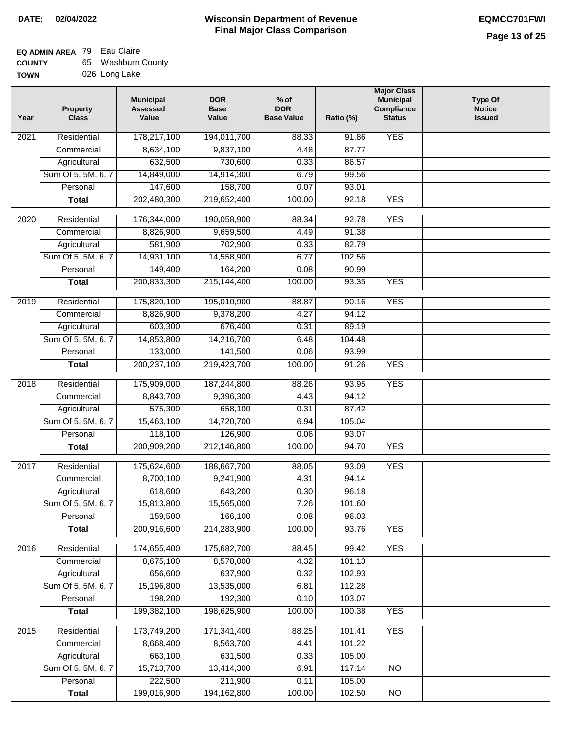**DATE: 02/04/2022**

# Wisconsin Department of Revenue
## Final Major Class Comparison

**EQMCC701FWI**

**EQ ADMIN AREA** 79 Eau Claire
**COUNTY** 65 Washburn County
**TOWN** 026 Long Lake

| Year | Property Class | Municipal Assessed Value | DOR Base Value | % of DOR Base Value | Ratio (%) | Major Class Municipal Compliance Status | Type Of Notice Issued |
|---|---|---|---|---|---|---|---|
| 2021 | Residential | 178,217,100 | 194,011,700 | 88.33 | 91.86 | YES | |
| | Commercial | 8,634,100 | 9,837,100 | 4.48 | 87.77 | | |
| | Agricultural | 632,500 | 730,600 | 0.33 | 86.57 | | |
| | Sum Of 5, 5M, 6, 7 | 14,849,000 | 14,914,300 | 6.79 | 99.56 | | |
| | Personal | 147,600 | 158,700 | 0.07 | 93.01 | | |
| | **Total** | 202,480,300 | 219,652,400 | 100.00 | 92.18 | YES | |
| 2020 | Residential | 176,344,000 | 190,058,900 | 88.34 | 92.78 | YES | |
| | Commercial | 8,826,900 | 9,659,500 | 4.49 | 91.38 | | |
| | Agricultural | 581,900 | 702,900 | 0.33 | 82.79 | | |
| | Sum Of 5, 5M, 6, 7 | 14,931,100 | 14,558,900 | 6.77 | 102.56 | | |
| | Personal | 149,400 | 164,200 | 0.08 | 90.99 | | |
| | **Total** | 200,833,300 | 215,144,400 | 100.00 | 93.35 | YES | |
| 2019 | Residential | 175,820,100 | 195,010,900 | 88.87 | 90.16 | YES | |
| | Commercial | 8,826,900 | 9,378,200 | 4.27 | 94.12 | | |
| | Agricultural | 603,300 | 676,400 | 0.31 | 89.19 | | |
| | Sum Of 5, 5M, 6, 7 | 14,853,800 | 14,216,700 | 6.48 | 104.48 | | |
| | Personal | 133,000 | 141,500 | 0.06 | 93.99 | | |
| | **Total** | 200,237,100 | 219,423,700 | 100.00 | 91.26 | YES | |
| 2018 | Residential | 175,909,000 | 187,244,800 | 88.26 | 93.95 | YES | |
| | Commercial | 8,843,700 | 9,396,300 | 4.43 | 94.12 | | |
| | Agricultural | 575,300 | 658,100 | 0.31 | 87.42 | | |
| | Sum Of 5, 5M, 6, 7 | 15,463,100 | 14,720,700 | 6.94 | 105.04 | | |
| | Personal | 118,100 | 126,900 | 0.06 | 93.07 | | |
| | **Total** | 200,909,200 | 212,146,800 | 100.00 | 94.70 | YES | |
| 2017 | Residential | 175,624,600 | 188,667,700 | 88.05 | 93.09 | YES | |
| | Commercial | 8,700,100 | 9,241,900 | 4.31 | 94.14 | | |
| | Agricultural | 618,600 | 643,200 | 0.30 | 96.18 | | |
| | Sum Of 5, 5M, 6, 7 | 15,813,800 | 15,565,000 | 7.26 | 101.60 | | |
| | Personal | 159,500 | 166,100 | 0.08 | 96.03 | | |
| | **Total** | 200,916,600 | 214,283,900 | 100.00 | 93.76 | YES | |
| 2016 | Residential | 174,655,400 | 175,682,700 | 88.45 | 99.42 | YES | |
| | Commercial | 8,675,100 | 8,578,000 | 4.32 | 101.13 | | |
| | Agricultural | 656,600 | 637,900 | 0.32 | 102.93 | | |
| | Sum Of 5, 5M, 6, 7 | 15,196,800 | 13,535,000 | 6.81 | 112.28 | | |
| | Personal | 198,200 | 192,300 | 0.10 | 103.07 | | |
| | **Total** | 199,382,100 | 198,625,900 | 100.00 | 100.38 | YES | |
| 2015 | Residential | 173,749,200 | 171,341,400 | 88.25 | 101.41 | YES | |
| | Commercial | 8,668,400 | 8,563,700 | 4.41 | 101.22 | | |
| | Agricultural | 663,100 | 631,500 | 0.33 | 105.00 | | |
| | Sum Of 5, 5M, 6, 7 | 15,713,700 | 13,414,300 | 6.91 | 117.14 | NO | |
| | Personal | 222,500 | 211,900 | 0.11 | 105.00 | | |
| | **Total** | 199,016,900 | 194,162,800 | 100.00 | 102.50 | NO | |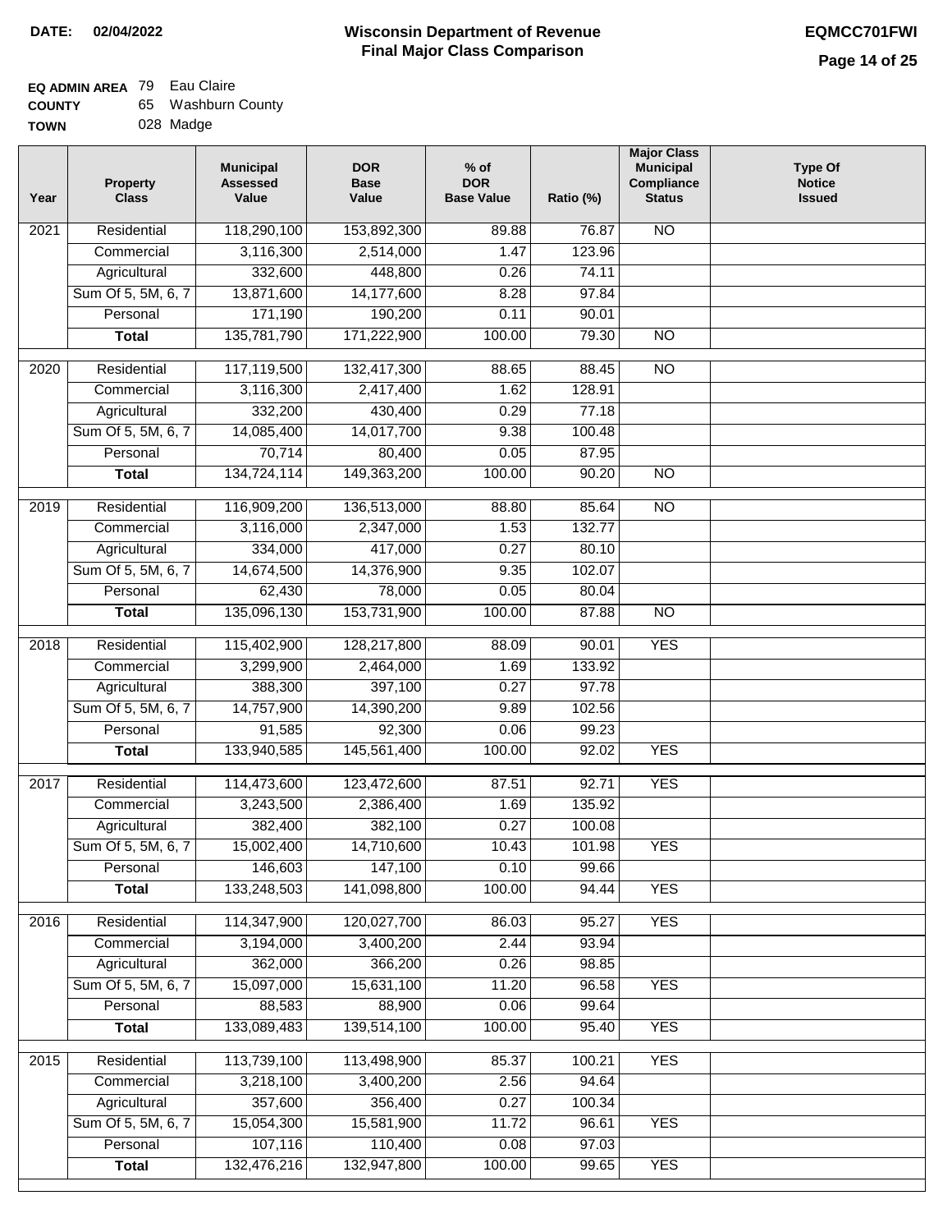**DATE: 02/04/2022**

# Wisconsin Department of Revenue
## Final Major Class Comparison

**EQMCC701FWI**

**EQ ADMIN AREA** 79 Eau Claire
**COUNTY** 65 Washburn County
**TOWN** 028 Madge

| Year | Property Class | Municipal Assessed Value | DOR Base Value | % of DOR Base Value | Ratio (%) | Major Class Municipal Compliance Status | Type Of Notice Issued |
|---|---|---|---|---|---|---|---|
| 2021 | Residential | 118,290,100 | 153,892,300 | 89.88 | 76.87 | NO | |
| | Commercial | 3,116,300 | 2,514,000 | 1.47 | 123.96 | | |
| | Agricultural | 332,600 | 448,800 | 0.26 | 74.11 | | |
| | Sum Of 5, 5M, 6, 7 | 13,871,600 | 14,177,600 | 8.28 | 97.84 | | |
| | Personal | 171,190 | 190,200 | 0.11 | 90.01 | | |
| | **Total** | 135,781,790 | 171,222,900 | 100.00 | 79.30 | NO | |
| 2020 | Residential | 117,119,500 | 132,417,300 | 88.65 | 88.45 | NO | |
| | Commercial | 3,116,300 | 2,417,400 | 1.62 | 128.91 | | |
| | Agricultural | 332,200 | 430,400 | 0.29 | 77.18 | | |
| | Sum Of 5, 5M, 6, 7 | 14,085,400 | 14,017,700 | 9.38 | 100.48 | | |
| | Personal | 70,714 | 80,400 | 0.05 | 87.95 | | |
| | **Total** | 134,724,114 | 149,363,200 | 100.00 | 90.20 | NO | |
| 2019 | Residential | 116,909,200 | 136,513,000 | 88.80 | 85.64 | NO | |
| | Commercial | 3,116,000 | 2,347,000 | 1.53 | 132.77 | | |
| | Agricultural | 334,000 | 417,000 | 0.27 | 80.10 | | |
| | Sum Of 5, 5M, 6, 7 | 14,674,500 | 14,376,900 | 9.35 | 102.07 | | |
| | Personal | 62,430 | 78,000 | 0.05 | 80.04 | | |
| | **Total** | 135,096,130 | 153,731,900 | 100.00 | 87.88 | NO | |
| 2018 | Residential | 115,402,900 | 128,217,800 | 88.09 | 90.01 | YES | |
| | Commercial | 3,299,900 | 2,464,000 | 1.69 | 133.92 | | |
| | Agricultural | 388,300 | 397,100 | 0.27 | 97.78 | | |
| | Sum Of 5, 5M, 6, 7 | 14,757,900 | 14,390,200 | 9.89 | 102.56 | | |
| | Personal | 91,585 | 92,300 | 0.06 | 99.23 | | |
| | **Total** | 133,940,585 | 145,561,400 | 100.00 | 92.02 | YES | |
| 2017 | Residential | 114,473,600 | 123,472,600 | 87.51 | 92.71 | YES | |
| | Commercial | 3,243,500 | 2,386,400 | 1.69 | 135.92 | | |
| | Agricultural | 382,400 | 382,100 | 0.27 | 100.08 | | |
| | Sum Of 5, 5M, 6, 7 | 15,002,400 | 14,710,600 | 10.43 | 101.98 | YES | |
| | Personal | 146,603 | 147,100 | 0.10 | 99.66 | | |
| | **Total** | 133,248,503 | 141,098,800 | 100.00 | 94.44 | YES | |
| 2016 | Residential | 114,347,900 | 120,027,700 | 86.03 | 95.27 | YES | |
| | Commercial | 3,194,000 | 3,400,200 | 2.44 | 93.94 | | |
| | Agricultural | 362,000 | 366,200 | 0.26 | 98.85 | | |
| | Sum Of 5, 5M, 6, 7 | 15,097,000 | 15,631,100 | 11.20 | 96.58 | YES | |
| | Personal | 88,583 | 88,900 | 0.06 | 99.64 | | |
| | **Total** | 133,089,483 | 139,514,100 | 100.00 | 95.40 | YES | |
| 2015 | Residential | 113,739,100 | 113,498,900 | 85.37 | 100.21 | YES | |
| | Commercial | 3,218,100 | 3,400,200 | 2.56 | 94.64 | | |
| | Agricultural | 357,600 | 356,400 | 0.27 | 100.34 | | |
| | Sum Of 5, 5M, 6, 7 | 15,054,300 | 15,581,900 | 11.72 | 96.61 | YES | |
| | Personal | 107,116 | 110,400 | 0.08 | 97.03 | | |
| | **Total** | 132,476,216 | 132,947,800 | 100.00 | 99.65 | YES | |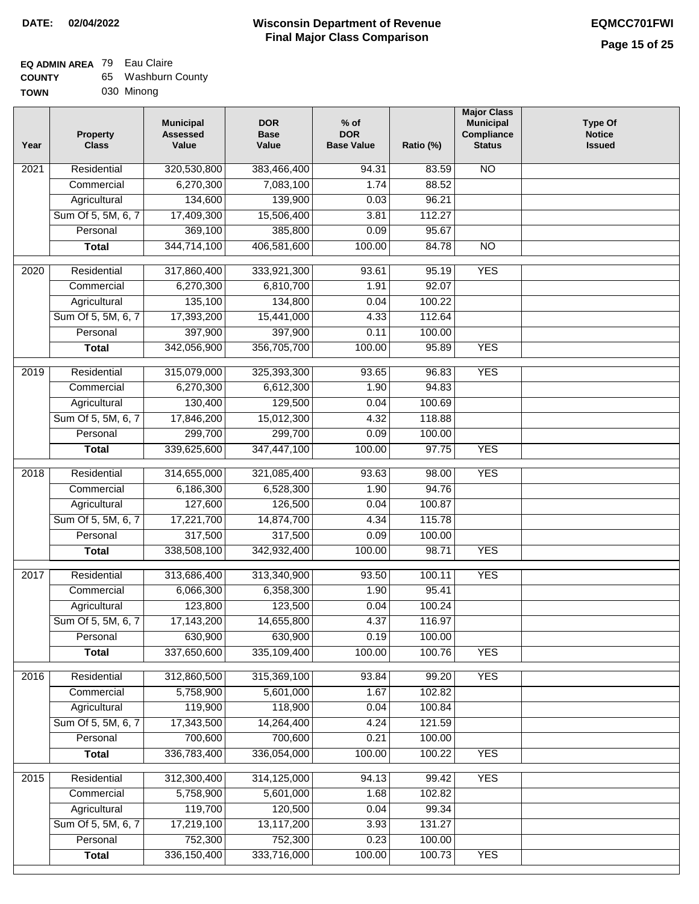**DATE:** 02/04/2022

# Wisconsin Department of Revenue
## Final Major Class Comparison

**EQMCC701FWI**

**EQ ADMIN AREA** 79 Eau Claire
**COUNTY** 65 Washburn County
**TOWN** 030 Minong

| Year | Property Class | Municipal Assessed Value | DOR Base Value | % of DOR Base Value | Ratio (%) | Major Class Municipal Compliance Status | Type Of Notice Issued |
|---|---|---|---|---|---|---|---|
| 2021 | Residential | 320,530,800 | 383,466,400 | 94.31 | 83.59 | NO | |
| | Commercial | 6,270,300 | 7,083,100 | 1.74 | 88.52 | | |
| | Agricultural | 134,600 | 139,900 | 0.03 | 96.21 | | |
| | Sum Of 5, 5M, 6, 7 | 17,409,300 | 15,506,400 | 3.81 | 112.27 | | |
| | Personal | 369,100 | 385,800 | 0.09 | 95.67 | | |
| | **Total** | 344,714,100 | 406,581,600 | 100.00 | 84.78 | NO | |
| 2020 | Residential | 317,860,400 | 333,921,300 | 93.61 | 95.19 | YES | |
| | Commercial | 6,270,300 | 6,810,700 | 1.91 | 92.07 | | |
| | Agricultural | 135,100 | 134,800 | 0.04 | 100.22 | | |
| | Sum Of 5, 5M, 6, 7 | 17,393,200 | 15,441,000 | 4.33 | 112.64 | | |
| | Personal | 397,900 | 397,900 | 0.11 | 100.00 | | |
| | **Total** | 342,056,900 | 356,705,700 | 100.00 | 95.89 | YES | |
| 2019 | Residential | 315,079,000 | 325,393,300 | 93.65 | 96.83 | YES | |
| | Commercial | 6,270,300 | 6,612,300 | 1.90 | 94.83 | | |
| | Agricultural | 130,400 | 129,500 | 0.04 | 100.69 | | |
| | Sum Of 5, 5M, 6, 7 | 17,846,200 | 15,012,300 | 4.32 | 118.88 | | |
| | Personal | 299,700 | 299,700 | 0.09 | 100.00 | | |
| | **Total** | 339,625,600 | 347,447,100 | 100.00 | 97.75 | YES | |
| 2018 | Residential | 314,655,000 | 321,085,400 | 93.63 | 98.00 | YES | |
| | Commercial | 6,186,300 | 6,528,300 | 1.90 | 94.76 | | |
| | Agricultural | 127,600 | 126,500 | 0.04 | 100.87 | | |
| | Sum Of 5, 5M, 6, 7 | 17,221,700 | 14,874,700 | 4.34 | 115.78 | | |
| | Personal | 317,500 | 317,500 | 0.09 | 100.00 | | |
| | **Total** | 338,508,100 | 342,932,400 | 100.00 | 98.71 | YES | |
| 2017 | Residential | 313,686,400 | 313,340,900 | 93.50 | 100.11 | YES | |
| | Commercial | 6,066,300 | 6,358,300 | 1.90 | 95.41 | | |
| | Agricultural | 123,800 | 123,500 | 0.04 | 100.24 | | |
| | Sum Of 5, 5M, 6, 7 | 17,143,200 | 14,655,800 | 4.37 | 116.97 | | |
| | Personal | 630,900 | 630,900 | 0.19 | 100.00 | | |
| | **Total** | 337,650,600 | 335,109,400 | 100.00 | 100.76 | YES | |
| 2016 | Residential | 312,860,500 | 315,369,100 | 93.84 | 99.20 | YES | |
| | Commercial | 5,758,900 | 5,601,000 | 1.67 | 102.82 | | |
| | Agricultural | 119,900 | 118,900 | 0.04 | 100.84 | | |
| | Sum Of 5, 5M, 6, 7 | 17,343,500 | 14,264,400 | 4.24 | 121.59 | | |
| | Personal | 700,600 | 700,600 | 0.21 | 100.00 | | |
| | **Total** | 336,783,400 | 336,054,000 | 100.00 | 100.22 | YES | |
| 2015 | Residential | 312,300,400 | 314,125,000 | 94.13 | 99.42 | YES | |
| | Commercial | 5,758,900 | 5,601,000 | 1.68 | 102.82 | | |
| | Agricultural | 119,700 | 120,500 | 0.04 | 99.34 | | |
| | Sum Of 5, 5M, 6, 7 | 17,219,100 | 13,117,200 | 3.93 | 131.27 | | |
| | Personal | 752,300 | 752,300 | 0.23 | 100.00 | | |
| | **Total** | 336,150,400 | 333,716,000 | 100.00 | 100.73 | YES | |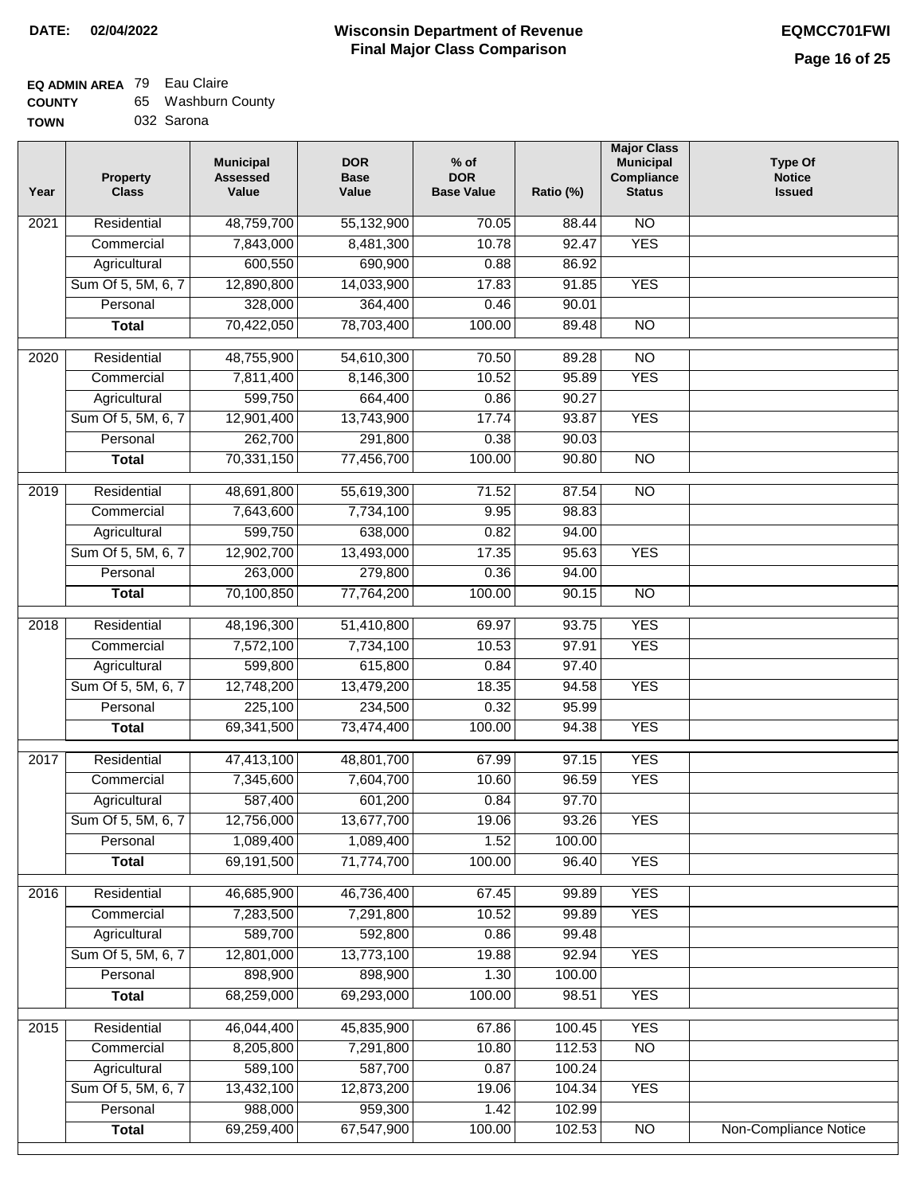**DATE: 02/04/2022**

# Wisconsin Department of Revenue
## Final Major Class Comparison

**EQMCC701FWI**

**EQ ADMIN AREA** 79 Eau Claire
**COUNTY** 65 Washburn County
**TOWN** 032 Sarona

| Year | Property Class | Municipal Assessed Value | DOR Base Value | % of DOR Base Value | Ratio (%) | Major Class Municipal Compliance Status | Type Of Notice Issued |
|---|---|---|---|---|---|---|---|
| 2021 | Residential | 48,759,700 | 55,132,900 | 70.05 | 88.44 | NO | |
| | Commercial | 7,843,000 | 8,481,300 | 10.78 | 92.47 | YES | |
| | Agricultural | 600,550 | 690,900 | 0.88 | 86.92 | | |
| | Sum Of 5, 5M, 6, 7 | 12,890,800 | 14,033,900 | 17.83 | 91.85 | YES | |
| | Personal | 328,000 | 364,400 | 0.46 | 90.01 | | |
| | **Total** | 70,422,050 | 78,703,400 | 100.00 | 89.48 | NO | |
| 2020 | Residential | 48,755,900 | 54,610,300 | 70.50 | 89.28 | NO | |
| | Commercial | 7,811,400 | 8,146,300 | 10.52 | 95.89 | YES | |
| | Agricultural | 599,750 | 664,400 | 0.86 | 90.27 | | |
| | Sum Of 5, 5M, 6, 7 | 12,901,400 | 13,743,900 | 17.74 | 93.87 | YES | |
| | Personal | 262,700 | 291,800 | 0.38 | 90.03 | | |
| | **Total** | 70,331,150 | 77,456,700 | 100.00 | 90.80 | NO | |
| 2019 | Residential | 48,691,800 | 55,619,300 | 71.52 | 87.54 | NO | |
| | Commercial | 7,643,600 | 7,734,100 | 9.95 | 98.83 | | |
| | Agricultural | 599,750 | 638,000 | 0.82 | 94.00 | | |
| | Sum Of 5, 5M, 6, 7 | 12,902,700 | 13,493,000 | 17.35 | 95.63 | YES | |
| | Personal | 263,000 | 279,800 | 0.36 | 94.00 | | |
| | **Total** | 70,100,850 | 77,764,200 | 100.00 | 90.15 | NO | |
| 2018 | Residential | 48,196,300 | 51,410,800 | 69.97 | 93.75 | YES | |
| | Commercial | 7,572,100 | 7,734,100 | 10.53 | 97.91 | YES | |
| | Agricultural | 599,800 | 615,800 | 0.84 | 97.40 | | |
| | Sum Of 5, 5M, 6, 7 | 12,748,200 | 13,479,200 | 18.35 | 94.58 | YES | |
| | Personal | 225,100 | 234,500 | 0.32 | 95.99 | | |
| | **Total** | 69,341,500 | 73,474,400 | 100.00 | 94.38 | YES | |
| 2017 | Residential | 47,413,100 | 48,801,700 | 67.99 | 97.15 | YES | |
| | Commercial | 7,345,600 | 7,604,700 | 10.60 | 96.59 | YES | |
| | Agricultural | 587,400 | 601,200 | 0.84 | 97.70 | | |
| | Sum Of 5, 5M, 6, 7 | 12,756,000 | 13,677,700 | 19.06 | 93.26 | YES | |
| | Personal | 1,089,400 | 1,089,400 | 1.52 | 100.00 | | |
| | **Total** | 69,191,500 | 71,774,700 | 100.00 | 96.40 | YES | |
| 2016 | Residential | 46,685,900 | 46,736,400 | 67.45 | 99.89 | YES | |
| | Commercial | 7,283,500 | 7,291,800 | 10.52 | 99.89 | YES | |
| | Agricultural | 589,700 | 592,800 | 0.86 | 99.48 | | |
| | Sum Of 5, 5M, 6, 7 | 12,801,000 | 13,773,100 | 19.88 | 92.94 | YES | |
| | Personal | 898,900 | 898,900 | 1.30 | 100.00 | | |
| | **Total** | 68,259,000 | 69,293,000 | 100.00 | 98.51 | YES | |
| 2015 | Residential | 46,044,400 | 45,835,900 | 67.86 | 100.45 | YES | |
| | Commercial | 8,205,800 | 7,291,800 | 10.80 | 112.53 | NO | |
| | Agricultural | 589,100 | 587,700 | 0.87 | 100.24 | | |
| | Sum Of 5, 5M, 6, 7 | 13,432,100 | 12,873,200 | 19.06 | 104.34 | YES | |
| | Personal | 988,000 | 959,300 | 1.42 | 102.99 | | |
| | **Total** | 69,259,400 | 67,547,900 | 100.00 | 102.53 | NO | Non-Compliance Notice |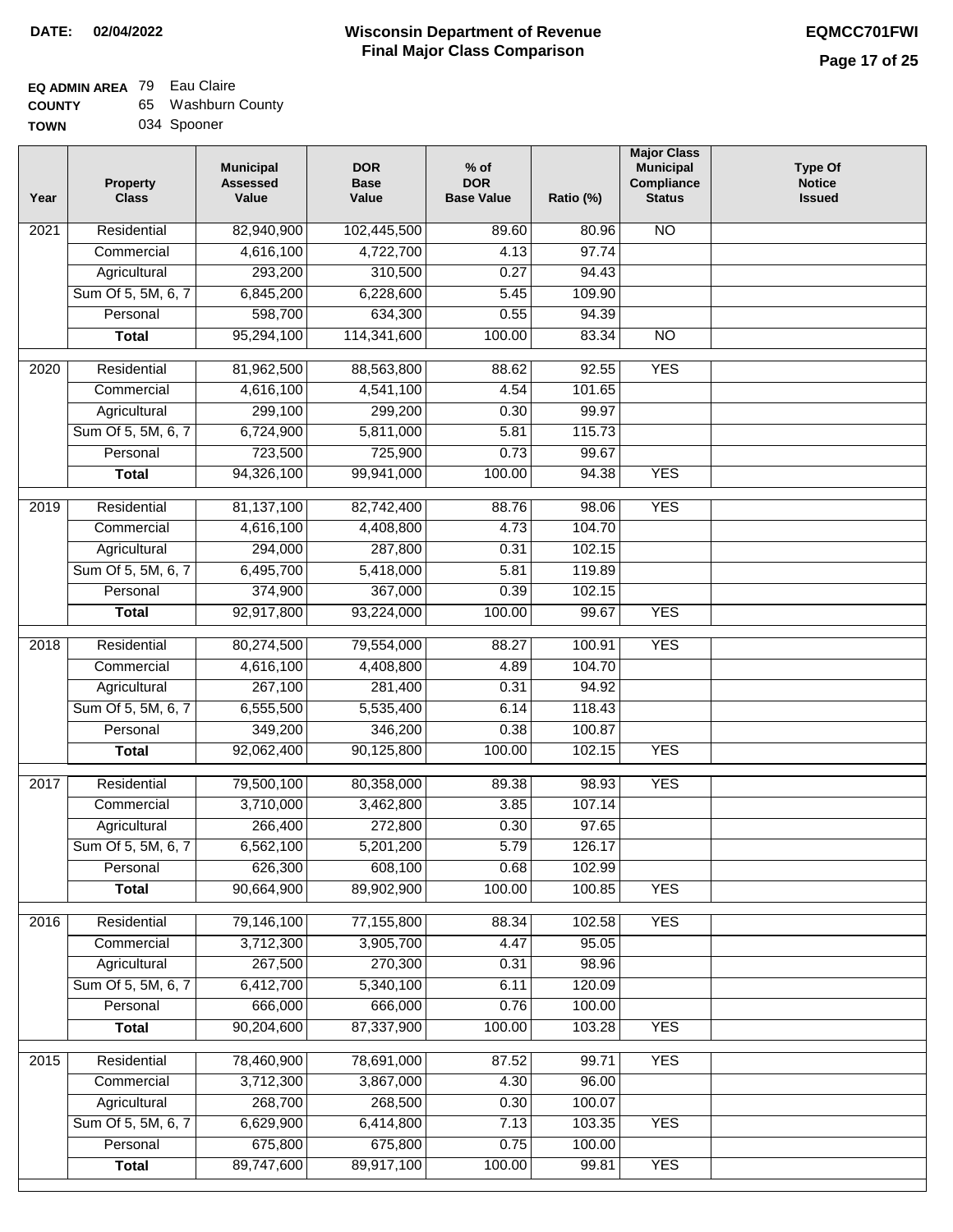**DATE: 02/04/2022**

# Wisconsin Department of Revenue
## Final Major Class Comparison

**EQMCC701FWI**

**EQ ADMIN AREA** 79 Eau Claire
**COUNTY** 65 Washburn County
**TOWN** 034 Spooner

| Year | Property Class | Municipal Assessed Value | DOR Base Value | % of DOR Base Value | Ratio (%) | Major Class Municipal Compliance Status | Type Of Notice Issued |
|---|---|---|---|---|---|---|---|
| 2021 | Residential | 82,940,900 | 102,445,500 | 89.60 | 80.96 | NO | |
| | Commercial | 4,616,100 | 4,722,700 | 4.13 | 97.74 | | |
| | Agricultural | 293,200 | 310,500 | 0.27 | 94.43 | | |
| | Sum Of 5, 5M, 6, 7 | 6,845,200 | 6,228,600 | 5.45 | 109.90 | | |
| | Personal | 598,700 | 634,300 | 0.55 | 94.39 | | |
| | **Total** | 95,294,100 | 114,341,600 | 100.00 | 83.34 | NO | |
| 2020 | Residential | 81,962,500 | 88,563,800 | 88.62 | 92.55 | YES | |
| | Commercial | 4,616,100 | 4,541,100 | 4.54 | 101.65 | | |
| | Agricultural | 299,100 | 299,200 | 0.30 | 99.97 | | |
| | Sum Of 5, 5M, 6, 7 | 6,724,900 | 5,811,000 | 5.81 | 115.73 | | |
| | Personal | 723,500 | 725,900 | 0.73 | 99.67 | | |
| | **Total** | 94,326,100 | 99,941,000 | 100.00 | 94.38 | YES | |
| 2019 | Residential | 81,137,100 | 82,742,400 | 88.76 | 98.06 | YES | |
| | Commercial | 4,616,100 | 4,408,800 | 4.73 | 104.70 | | |
| | Agricultural | 294,000 | 287,800 | 0.31 | 102.15 | | |
| | Sum Of 5, 5M, 6, 7 | 6,495,700 | 5,418,000 | 5.81 | 119.89 | | |
| | Personal | 374,900 | 367,000 | 0.39 | 102.15 | | |
| | **Total** | 92,917,800 | 93,224,000 | 100.00 | 99.67 | YES | |
| 2018 | Residential | 80,274,500 | 79,554,000 | 88.27 | 100.91 | YES | |
| | Commercial | 4,616,100 | 4,408,800 | 4.89 | 104.70 | | |
| | Agricultural | 267,100 | 281,400 | 0.31 | 94.92 | | |
| | Sum Of 5, 5M, 6, 7 | 6,555,500 | 5,535,400 | 6.14 | 118.43 | | |
| | Personal | 349,200 | 346,200 | 0.38 | 100.87 | | |
| | **Total** | 92,062,400 | 90,125,800 | 100.00 | 102.15 | YES | |
| 2017 | Residential | 79,500,100 | 80,358,000 | 89.38 | 98.93 | YES | |
| | Commercial | 3,710,000 | 3,462,800 | 3.85 | 107.14 | | |
| | Agricultural | 266,400 | 272,800 | 0.30 | 97.65 | | |
| | Sum Of 5, 5M, 6, 7 | 6,562,100 | 5,201,200 | 5.79 | 126.17 | | |
| | Personal | 626,300 | 608,100 | 0.68 | 102.99 | | |
| | **Total** | 90,664,900 | 89,902,900 | 100.00 | 100.85 | YES | |
| 2016 | Residential | 79,146,100 | 77,155,800 | 88.34 | 102.58 | YES | |
| | Commercial | 3,712,300 | 3,905,700 | 4.47 | 95.05 | | |
| | Agricultural | 267,500 | 270,300 | 0.31 | 98.96 | | |
| | Sum Of 5, 5M, 6, 7 | 6,412,700 | 5,340,100 | 6.11 | 120.09 | | |
| | Personal | 666,000 | 666,000 | 0.76 | 100.00 | | |
| | **Total** | 90,204,600 | 87,337,900 | 100.00 | 103.28 | YES | |
| 2015 | Residential | 78,460,900 | 78,691,000 | 87.52 | 99.71 | YES | |
| | Commercial | 3,712,300 | 3,867,000 | 4.30 | 96.00 | | |
| | Agricultural | 268,700 | 268,500 | 0.30 | 100.07 | | |
| | Sum Of 5, 5M, 6, 7 | 6,629,900 | 6,414,800 | 7.13 | 103.35 | YES | |
| | Personal | 675,800 | 675,800 | 0.75 | 100.00 | | |
| | **Total** | 89,747,600 | 89,917,100 | 100.00 | 99.81 | YES | |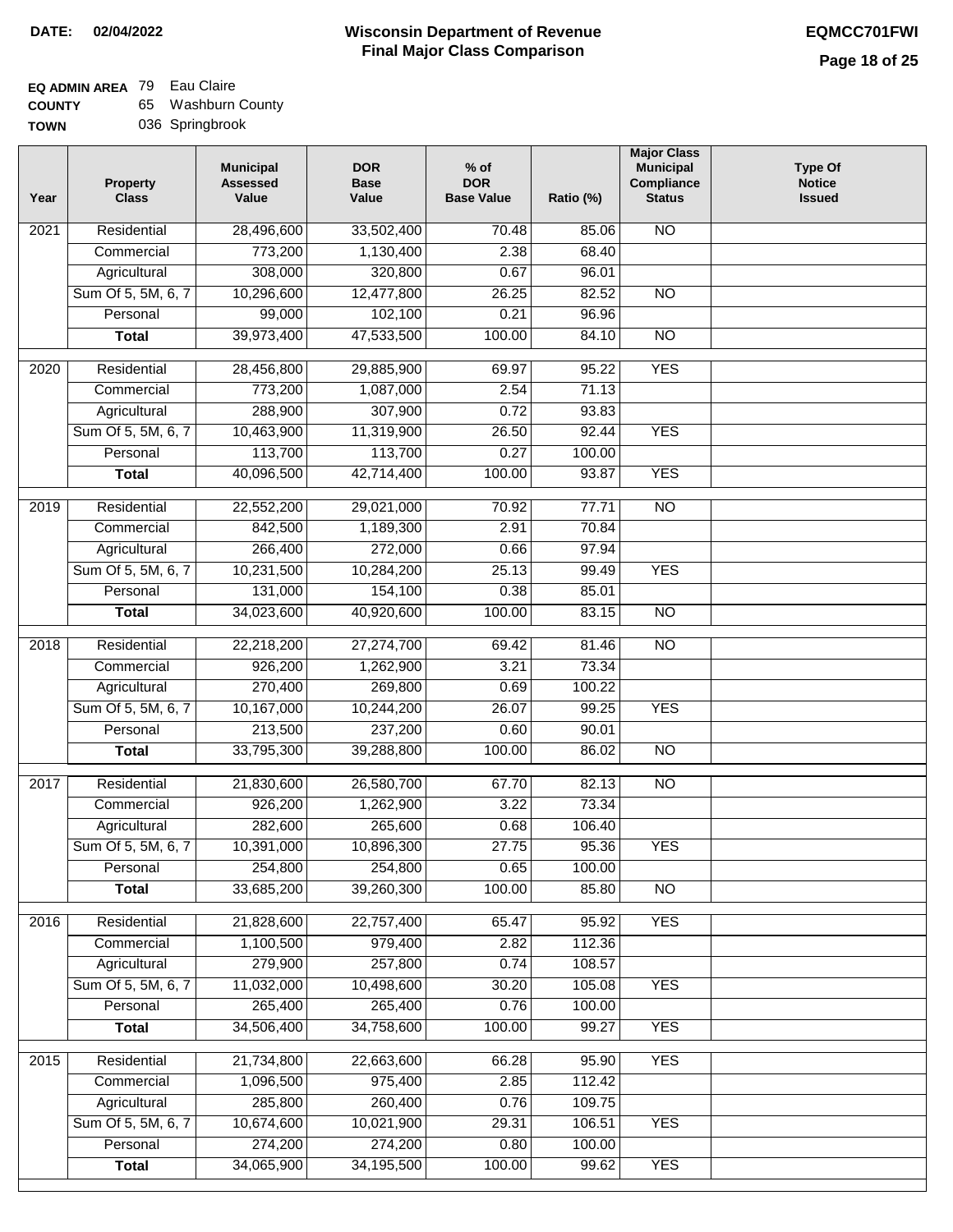**DATE: 02/04/2022**

# Wisconsin Department of Revenue
## Final Major Class Comparison

**EQMCC701FWI**

**EQ ADMIN AREA** 79 Eau Claire
**COUNTY** 65 Washburn County
**TOWN** 036 Springbrook

| Year | Property Class | Municipal Assessed Value | DOR Base Value | % of DOR Base Value | Ratio (%) | Major Class Municipal Compliance Status | Type Of Notice Issued |
|---|---|---|---|---|---|---|---|
| 2021 | Residential | 28,496,600 | 33,502,400 | 70.48 | 85.06 | NO | |
| | Commercial | 773,200 | 1,130,400 | 2.38 | 68.40 | | |
| | Agricultural | 308,000 | 320,800 | 0.67 | 96.01 | | |
| | Sum Of 5, 5M, 6, 7 | 10,296,600 | 12,477,800 | 26.25 | 82.52 | NO | |
| | Personal | 99,000 | 102,100 | 0.21 | 96.96 | | |
| | **Total** | 39,973,400 | 47,533,500 | 100.00 | 84.10 | NO | |
| 2020 | Residential | 28,456,800 | 29,885,900 | 69.97 | 95.22 | YES | |
| | Commercial | 773,200 | 1,087,000 | 2.54 | 71.13 | | |
| | Agricultural | 288,900 | 307,900 | 0.72 | 93.83 | | |
| | Sum Of 5, 5M, 6, 7 | 10,463,900 | 11,319,900 | 26.50 | 92.44 | YES | |
| | Personal | 113,700 | 113,700 | 0.27 | 100.00 | | |
| | **Total** | 40,096,500 | 42,714,400 | 100.00 | 93.87 | YES | |
| 2019 | Residential | 22,552,200 | 29,021,000 | 70.92 | 77.71 | NO | |
| | Commercial | 842,500 | 1,189,300 | 2.91 | 70.84 | | |
| | Agricultural | 266,400 | 272,000 | 0.66 | 97.94 | | |
| | Sum Of 5, 5M, 6, 7 | 10,231,500 | 10,284,200 | 25.13 | 99.49 | YES | |
| | Personal | 131,000 | 154,100 | 0.38 | 85.01 | | |
| | **Total** | 34,023,600 | 40,920,600 | 100.00 | 83.15 | NO | |
| 2018 | Residential | 22,218,200 | 27,274,700 | 69.42 | 81.46 | NO | |
| | Commercial | 926,200 | 1,262,900 | 3.21 | 73.34 | | |
| | Agricultural | 270,400 | 269,800 | 0.69 | 100.22 | | |
| | Sum Of 5, 5M, 6, 7 | 10,167,000 | 10,244,200 | 26.07 | 99.25 | YES | |
| | Personal | 213,500 | 237,200 | 0.60 | 90.01 | | |
| | **Total** | 33,795,300 | 39,288,800 | 100.00 | 86.02 | NO | |
| 2017 | Residential | 21,830,600 | 26,580,700 | 67.70 | 82.13 | NO | |
| | Commercial | 926,200 | 1,262,900 | 3.22 | 73.34 | | |
| | Agricultural | 282,600 | 265,600 | 0.68 | 106.40 | | |
| | Sum Of 5, 5M, 6, 7 | 10,391,000 | 10,896,300 | 27.75 | 95.36 | YES | |
| | Personal | 254,800 | 254,800 | 0.65 | 100.00 | | |
| | **Total** | 33,685,200 | 39,260,300 | 100.00 | 85.80 | NO | |
| 2016 | Residential | 21,828,600 | 22,757,400 | 65.47 | 95.92 | YES | |
| | Commercial | 1,100,500 | 979,400 | 2.82 | 112.36 | | |
| | Agricultural | 279,900 | 257,800 | 0.74 | 108.57 | | |
| | Sum Of 5, 5M, 6, 7 | 11,032,000 | 10,498,600 | 30.20 | 105.08 | YES | |
| | Personal | 265,400 | 265,400 | 0.76 | 100.00 | | |
| | **Total** | 34,506,400 | 34,758,600 | 100.00 | 99.27 | YES | |
| 2015 | Residential | 21,734,800 | 22,663,600 | 66.28 | 95.90 | YES | |
| | Commercial | 1,096,500 | 975,400 | 2.85 | 112.42 | | |
| | Agricultural | 285,800 | 260,400 | 0.76 | 109.75 | | |
| | Sum Of 5, 5M, 6, 7 | 10,674,600 | 10,021,900 | 29.31 | 106.51 | YES | |
| | Personal | 274,200 | 274,200 | 0.80 | 100.00 | | |
| | **Total** | 34,065,900 | 34,195,500 | 100.00 | 99.62 | YES | |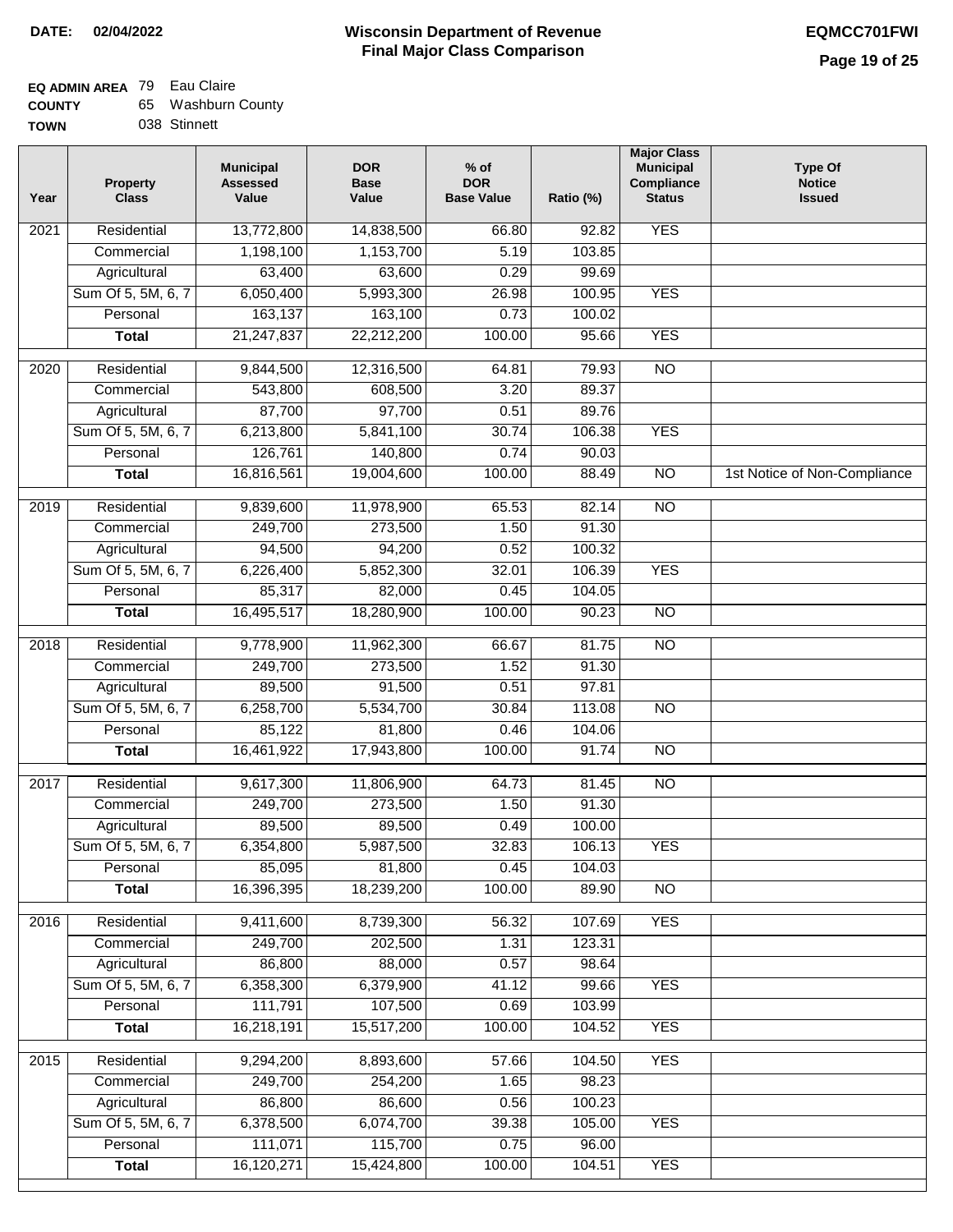**DATE: 02/04/2022**

# Wisconsin Department of Revenue
## Final Major Class Comparison

**EQMCC701FWI**

**EQ ADMIN AREA** 79 Eau Claire
**COUNTY** 65 Washburn County
**TOWN** 038 Stinnett

| Year | Property Class | Municipal Assessed Value | DOR Base Value | % of DOR Base Value | Ratio (%) | Major Class Municipal Compliance Status | Type Of Notice Issued |
|---|---|---|---|---|---|---|---|
| 2021 | Residential | 13,772,800 | 14,838,500 | 66.80 | 92.82 | YES | |
| | Commercial | 1,198,100 | 1,153,700 | 5.19 | 103.85 | | |
| | Agricultural | 63,400 | 63,600 | 0.29 | 99.69 | | |
| | Sum Of 5, 5M, 6, 7 | 6,050,400 | 5,993,300 | 26.98 | 100.95 | YES | |
| | Personal | 163,137 | 163,100 | 0.73 | 100.02 | | |
| | **Total** | 21,247,837 | 22,212,200 | 100.00 | 95.66 | YES | |
| 2020 | Residential | 9,844,500 | 12,316,500 | 64.81 | 79.93 | NO | |
| | Commercial | 543,800 | 608,500 | 3.20 | 89.37 | | |
| | Agricultural | 87,700 | 97,700 | 0.51 | 89.76 | | |
| | Sum Of 5, 5M, 6, 7 | 6,213,800 | 5,841,100 | 30.74 | 106.38 | YES | |
| | Personal | 126,761 | 140,800 | 0.74 | 90.03 | | |
| | **Total** | 16,816,561 | 19,004,600 | 100.00 | 88.49 | NO | 1st Notice of Non-Compliance |
| 2019 | Residential | 9,839,600 | 11,978,900 | 65.53 | 82.14 | NO | |
| | Commercial | 249,700 | 273,500 | 1.50 | 91.30 | | |
| | Agricultural | 94,500 | 94,200 | 0.52 | 100.32 | | |
| | Sum Of 5, 5M, 6, 7 | 6,226,400 | 5,852,300 | 32.01 | 106.39 | YES | |
| | Personal | 85,317 | 82,000 | 0.45 | 104.05 | | |
| | **Total** | 16,495,517 | 18,280,900 | 100.00 | 90.23 | NO | |
| 2018 | Residential | 9,778,900 | 11,962,300 | 66.67 | 81.75 | NO | |
| | Commercial | 249,700 | 273,500 | 1.52 | 91.30 | | |
| | Agricultural | 89,500 | 91,500 | 0.51 | 97.81 | | |
| | Sum Of 5, 5M, 6, 7 | 6,258,700 | 5,534,700 | 30.84 | 113.08 | NO | |
| | Personal | 85,122 | 81,800 | 0.46 | 104.06 | | |
| | **Total** | 16,461,922 | 17,943,800 | 100.00 | 91.74 | NO | |
| 2017 | Residential | 9,617,300 | 11,806,900 | 64.73 | 81.45 | NO | |
| | Commercial | 249,700 | 273,500 | 1.50 | 91.30 | | |
| | Agricultural | 89,500 | 89,500 | 0.49 | 100.00 | | |
| | Sum Of 5, 5M, 6, 7 | 6,354,800 | 5,987,500 | 32.83 | 106.13 | YES | |
| | Personal | 85,095 | 81,800 | 0.45 | 104.03 | | |
| | **Total** | 16,396,395 | 18,239,200 | 100.00 | 89.90 | NO | |
| 2016 | Residential | 9,411,600 | 8,739,300 | 56.32 | 107.69 | YES | |
| | Commercial | 249,700 | 202,500 | 1.31 | 123.31 | | |
| | Agricultural | 86,800 | 88,000 | 0.57 | 98.64 | | |
| | Sum Of 5, 5M, 6, 7 | 6,358,300 | 6,379,900 | 41.12 | 99.66 | YES | |
| | Personal | 111,791 | 107,500 | 0.69 | 103.99 | | |
| | **Total** | 16,218,191 | 15,517,200 | 100.00 | 104.52 | YES | |
| 2015 | Residential | 9,294,200 | 8,893,600 | 57.66 | 104.50 | YES | |
| | Commercial | 249,700 | 254,200 | 1.65 | 98.23 | | |
| | Agricultural | 86,800 | 86,600 | 0.56 | 100.23 | | |
| | Sum Of 5, 5M, 6, 7 | 6,378,500 | 6,074,700 | 39.38 | 105.00 | YES | |
| | Personal | 111,071 | 115,700 | 0.75 | 96.00 | | |
| | **Total** | 16,120,271 | 15,424,800 | 100.00 | 104.51 | YES | |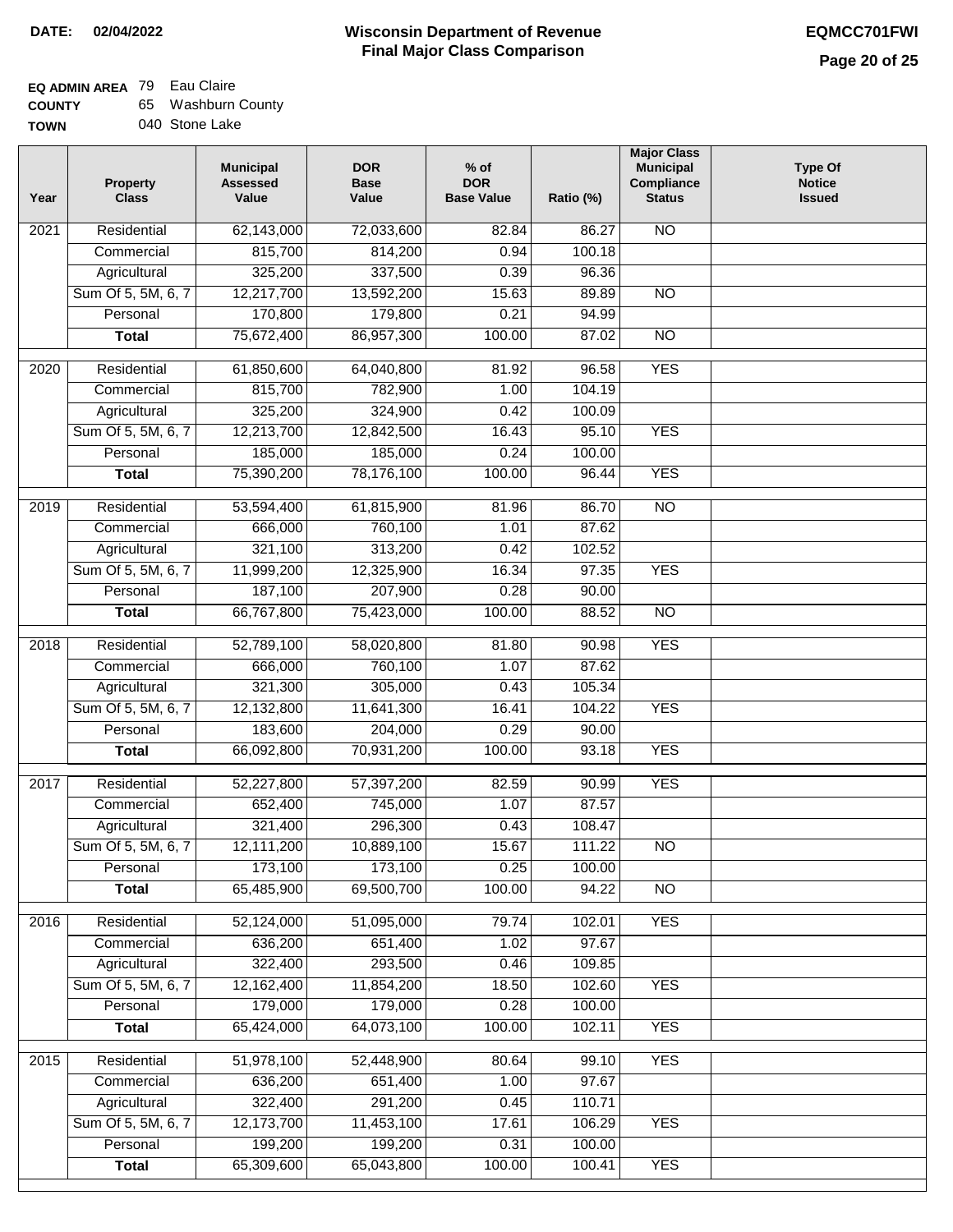**DATE: 02/04/2022**

# Wisconsin Department of Revenue
## Final Major Class Comparison

**EQMCC701FWI**

**EQ ADMIN AREA** 79 Eau Claire
**COUNTY** 65 Washburn County
**TOWN** 040 Stone Lake

| Year | Property Class | Municipal Assessed Value | DOR Base Value | % of DOR Base Value | Ratio (%) | Major Class Municipal Compliance Status | Type Of Notice Issued |
|---|---|---|---|---|---|---|---|
| 2021 | Residential | 62,143,000 | 72,033,600 | 82.84 | 86.27 | NO | |
| | Commercial | 815,700 | 814,200 | 0.94 | 100.18 | | |
| | Agricultural | 325,200 | 337,500 | 0.39 | 96.36 | | |
| | Sum Of 5, 5M, 6, 7 | 12,217,700 | 13,592,200 | 15.63 | 89.89 | NO | |
| | Personal | 170,800 | 179,800 | 0.21 | 94.99 | | |
| | **Total** | 75,672,400 | 86,957,300 | 100.00 | 87.02 | NO | |
| 2020 | Residential | 61,850,600 | 64,040,800 | 81.92 | 96.58 | YES | |
| | Commercial | 815,700 | 782,900 | 1.00 | 104.19 | | |
| | Agricultural | 325,200 | 324,900 | 0.42 | 100.09 | | |
| | Sum Of 5, 5M, 6, 7 | 12,213,700 | 12,842,500 | 16.43 | 95.10 | YES | |
| | Personal | 185,000 | 185,000 | 0.24 | 100.00 | | |
| | **Total** | 75,390,200 | 78,176,100 | 100.00 | 96.44 | YES | |
| 2019 | Residential | 53,594,400 | 61,815,900 | 81.96 | 86.70 | NO | |
| | Commercial | 666,000 | 760,100 | 1.01 | 87.62 | | |
| | Agricultural | 321,100 | 313,200 | 0.42 | 102.52 | | |
| | Sum Of 5, 5M, 6, 7 | 11,999,200 | 12,325,900 | 16.34 | 97.35 | YES | |
| | Personal | 187,100 | 207,900 | 0.28 | 90.00 | | |
| | **Total** | 66,767,800 | 75,423,000 | 100.00 | 88.52 | NO | |
| 2018 | Residential | 52,789,100 | 58,020,800 | 81.80 | 90.98 | YES | |
| | Commercial | 666,000 | 760,100 | 1.07 | 87.62 | | |
| | Agricultural | 321,300 | 305,000 | 0.43 | 105.34 | | |
| | Sum Of 5, 5M, 6, 7 | 12,132,800 | 11,641,300 | 16.41 | 104.22 | YES | |
| | Personal | 183,600 | 204,000 | 0.29 | 90.00 | | |
| | **Total** | 66,092,800 | 70,931,200 | 100.00 | 93.18 | YES | |
| 2017 | Residential | 52,227,800 | 57,397,200 | 82.59 | 90.99 | YES | |
| | Commercial | 652,400 | 745,000 | 1.07 | 87.57 | | |
| | Agricultural | 321,400 | 296,300 | 0.43 | 108.47 | | |
| | Sum Of 5, 5M, 6, 7 | 12,111,200 | 10,889,100 | 15.67 | 111.22 | NO | |
| | Personal | 173,100 | 173,100 | 0.25 | 100.00 | | |
| | **Total** | 65,485,900 | 69,500,700 | 100.00 | 94.22 | NO | |
| 2016 | Residential | 52,124,000 | 51,095,000 | 79.74 | 102.01 | YES | |
| | Commercial | 636,200 | 651,400 | 1.02 | 97.67 | | |
| | Agricultural | 322,400 | 293,500 | 0.46 | 109.85 | | |
| | Sum Of 5, 5M, 6, 7 | 12,162,400 | 11,854,200 | 18.50 | 102.60 | YES | |
| | Personal | 179,000 | 179,000 | 0.28 | 100.00 | | |
| | **Total** | 65,424,000 | 64,073,100 | 100.00 | 102.11 | YES | |
| 2015 | Residential | 51,978,100 | 52,448,900 | 80.64 | 99.10 | YES | |
| | Commercial | 636,200 | 651,400 | 1.00 | 97.67 | | |
| | Agricultural | 322,400 | 291,200 | 0.45 | 110.71 | | |
| | Sum Of 5, 5M, 6, 7 | 12,173,700 | 11,453,100 | 17.61 | 106.29 | YES | |
| | Personal | 199,200 | 199,200 | 0.31 | 100.00 | | |
| | **Total** | 65,309,600 | 65,043,800 | 100.00 | 100.41 | YES | |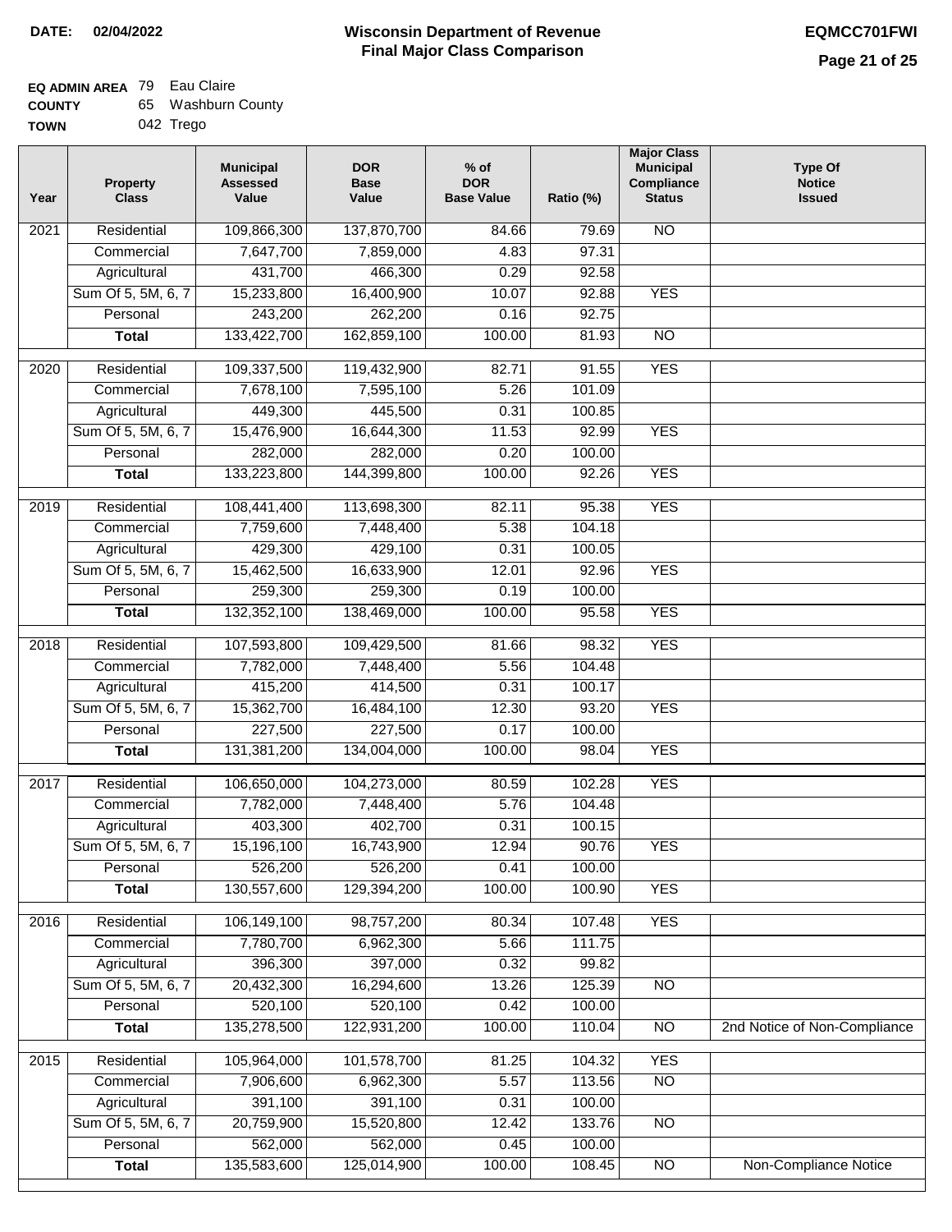**DATE: 02/04/2022**

# Wisconsin Department of Revenue
## Final Major Class Comparison

**EQMCC701FWI**

**EQ ADMIN AREA** 79 Eau Claire
**COUNTY** 65 Washburn County
**TOWN** 042 Trego

| Year | Property Class | Municipal Assessed Value | DOR Base Value | % of DOR Base Value | Ratio (%) | Major Class Municipal Compliance Status | Type Of Notice Issued |
|---|---|---|---|---|---|---|---|
| 2021 | Residential | 109,866,300 | 137,870,700 | 84.66 | 79.69 | NO | |
| | Commercial | 7,647,700 | 7,859,000 | 4.83 | 97.31 | | |
| | Agricultural | 431,700 | 466,300 | 0.29 | 92.58 | | |
| | Sum Of 5, 5M, 6, 7 | 15,233,800 | 16,400,900 | 10.07 | 92.88 | YES | |
| | Personal | 243,200 | 262,200 | 0.16 | 92.75 | | |
| | **Total** | 133,422,700 | 162,859,100 | 100.00 | 81.93 | NO | |
| 2020 | Residential | 109,337,500 | 119,432,900 | 82.71 | 91.55 | YES | |
| | Commercial | 7,678,100 | 7,595,100 | 5.26 | 101.09 | | |
| | Agricultural | 449,300 | 445,500 | 0.31 | 100.85 | | |
| | Sum Of 5, 5M, 6, 7 | 15,476,900 | 16,644,300 | 11.53 | 92.99 | YES | |
| | Personal | 282,000 | 282,000 | 0.20 | 100.00 | | |
| | **Total** | 133,223,800 | 144,399,800 | 100.00 | 92.26 | YES | |
| 2019 | Residential | 108,441,400 | 113,698,300 | 82.11 | 95.38 | YES | |
| | Commercial | 7,759,600 | 7,448,400 | 5.38 | 104.18 | | |
| | Agricultural | 429,300 | 429,100 | 0.31 | 100.05 | | |
| | Sum Of 5, 5M, 6, 7 | 15,462,500 | 16,633,900 | 12.01 | 92.96 | YES | |
| | Personal | 259,300 | 259,300 | 0.19 | 100.00 | | |
| | **Total** | 132,352,100 | 138,469,000 | 100.00 | 95.58 | YES | |
| 2018 | Residential | 107,593,800 | 109,429,500 | 81.66 | 98.32 | YES | |
| | Commercial | 7,782,000 | 7,448,400 | 5.56 | 104.48 | | |
| | Agricultural | 415,200 | 414,500 | 0.31 | 100.17 | | |
| | Sum Of 5, 5M, 6, 7 | 15,362,700 | 16,484,100 | 12.30 | 93.20 | YES | |
| | Personal | 227,500 | 227,500 | 0.17 | 100.00 | | |
| | **Total** | 131,381,200 | 134,004,000 | 100.00 | 98.04 | YES | |
| 2017 | Residential | 106,650,000 | 104,273,000 | 80.59 | 102.28 | YES | |
| | Commercial | 7,782,000 | 7,448,400 | 5.76 | 104.48 | | |
| | Agricultural | 403,300 | 402,700 | 0.31 | 100.15 | | |
| | Sum Of 5, 5M, 6, 7 | 15,196,100 | 16,743,900 | 12.94 | 90.76 | YES | |
| | Personal | 526,200 | 526,200 | 0.41 | 100.00 | | |
| | **Total** | 130,557,600 | 129,394,200 | 100.00 | 100.90 | YES | |
| 2016 | Residential | 106,149,100 | 98,757,200 | 80.34 | 107.48 | YES | |
| | Commercial | 7,780,700 | 6,962,300 | 5.66 | 111.75 | | |
| | Agricultural | 396,300 | 397,000 | 0.32 | 99.82 | | |
| | Sum Of 5, 5M, 6, 7 | 20,432,300 | 16,294,600 | 13.26 | 125.39 | NO | |
| | Personal | 520,100 | 520,100 | 0.42 | 100.00 | | |
| | **Total** | 135,278,500 | 122,931,200 | 100.00 | 110.04 | NO | 2nd Notice of Non-Compliance |
| 2015 | Residential | 105,964,000 | 101,578,700 | 81.25 | 104.32 | YES | |
| | Commercial | 7,906,600 | 6,962,300 | 5.57 | 113.56 | NO | |
| | Agricultural | 391,100 | 391,100 | 0.31 | 100.00 | | |
| | Sum Of 5, 5M, 6, 7 | 20,759,900 | 15,520,800 | 12.42 | 133.76 | NO | |
| | Personal | 562,000 | 562,000 | 0.45 | 100.00 | | |
| | **Total** | 135,583,600 | 125,014,900 | 100.00 | 108.45 | NO | Non-Compliance Notice |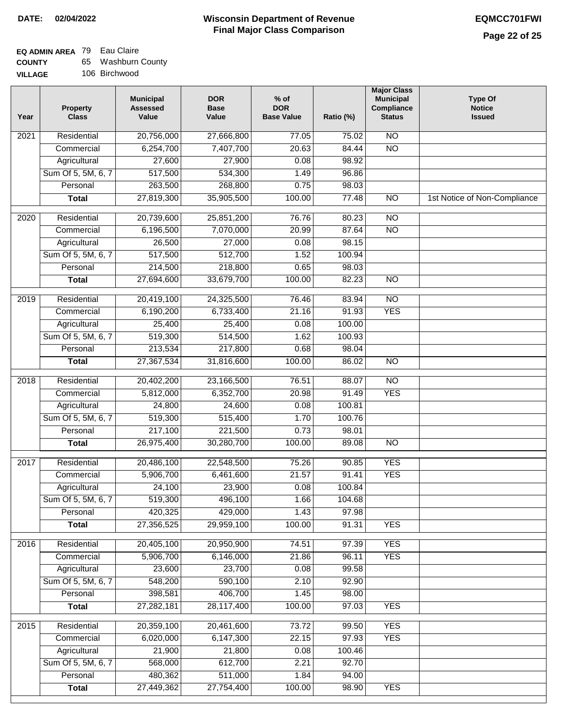**DATE: 02/04/2022**

# Wisconsin Department of Revenue
## Final Major Class Comparison

**EQMCC701FWI**

**EQ ADMIN AREA** 79 Eau Claire
**COUNTY** 65 Washburn County
**VILLAGE** 106 Birchwood

| Year | Property Class | Municipal Assessed Value | DOR Base Value | % of DOR Base Value | Ratio (%) | Major Class Municipal Compliance Status | Type Of Notice Issued |
|---|---|---|---|---|---|---|---|
| 2021 | Residential | 20,756,000 | 27,666,800 | 77.05 | 75.02 | NO | |
| | Commercial | 6,254,700 | 7,407,700 | 20.63 | 84.44 | NO | |
| | Agricultural | 27,600 | 27,900 | 0.08 | 98.92 | | |
| | Sum Of 5, 5M, 6, 7 | 517,500 | 534,300 | 1.49 | 96.86 | | |
| | Personal | 263,500 | 268,800 | 0.75 | 98.03 | | |
| | **Total** | 27,819,300 | 35,905,500 | 100.00 | 77.48 | NO | 1st Notice of Non-Compliance |
| 2020 | Residential | 20,739,600 | 25,851,200 | 76.76 | 80.23 | NO | |
| | Commercial | 6,196,500 | 7,070,000 | 20.99 | 87.64 | NO | |
| | Agricultural | 26,500 | 27,000 | 0.08 | 98.15 | | |
| | Sum Of 5, 5M, 6, 7 | 517,500 | 512,700 | 1.52 | 100.94 | | |
| | Personal | 214,500 | 218,800 | 0.65 | 98.03 | | |
| | **Total** | 27,694,600 | 33,679,700 | 100.00 | 82.23 | NO | |
| 2019 | Residential | 20,419,100 | 24,325,500 | 76.46 | 83.94 | NO | |
| | Commercial | 6,190,200 | 6,733,400 | 21.16 | 91.93 | YES | |
| | Agricultural | 25,400 | 25,400 | 0.08 | 100.00 | | |
| | Sum Of 5, 5M, 6, 7 | 519,300 | 514,500 | 1.62 | 100.93 | | |
| | Personal | 213,534 | 217,800 | 0.68 | 98.04 | | |
| | **Total** | 27,367,534 | 31,816,600 | 100.00 | 86.02 | NO | |
| 2018 | Residential | 20,402,200 | 23,166,500 | 76.51 | 88.07 | NO | |
| | Commercial | 5,812,000 | 6,352,700 | 20.98 | 91.49 | YES | |
| | Agricultural | 24,800 | 24,600 | 0.08 | 100.81 | | |
| | Sum Of 5, 5M, 6, 7 | 519,300 | 515,400 | 1.70 | 100.76 | | |
| | Personal | 217,100 | 221,500 | 0.73 | 98.01 | | |
| | **Total** | 26,975,400 | 30,280,700 | 100.00 | 89.08 | NO | |
| 2017 | Residential | 20,486,100 | 22,548,500 | 75.26 | 90.85 | YES | |
| | Commercial | 5,906,700 | 6,461,600 | 21.57 | 91.41 | YES | |
| | Agricultural | 24,100 | 23,900 | 0.08 | 100.84 | | |
| | Sum Of 5, 5M, 6, 7 | 519,300 | 496,100 | 1.66 | 104.68 | | |
| | Personal | 420,325 | 429,000 | 1.43 | 97.98 | | |
| | **Total** | 27,356,525 | 29,959,100 | 100.00 | 91.31 | YES | |
| 2016 | Residential | 20,405,100 | 20,950,900 | 74.51 | 97.39 | YES | |
| | Commercial | 5,906,700 | 6,146,000 | 21.86 | 96.11 | YES | |
| | Agricultural | 23,600 | 23,700 | 0.08 | 99.58 | | |
| | Sum Of 5, 5M, 6, 7 | 548,200 | 590,100 | 2.10 | 92.90 | | |
| | Personal | 398,581 | 406,700 | 1.45 | 98.00 | | |
| | **Total** | 27,282,181 | 28,117,400 | 100.00 | 97.03 | YES | |
| 2015 | Residential | 20,359,100 | 20,461,600 | 73.72 | 99.50 | YES | |
| | Commercial | 6,020,000 | 6,147,300 | 22.15 | 97.93 | YES | |
| | Agricultural | 21,900 | 21,800 | 0.08 | 100.46 | | |
| | Sum Of 5, 5M, 6, 7 | 568,000 | 612,700 | 2.21 | 92.70 | | |
| | Personal | 480,362 | 511,000 | 1.84 | 94.00 | | |
| | **Total** | 27,449,362 | 27,754,400 | 100.00 | 98.90 | YES | |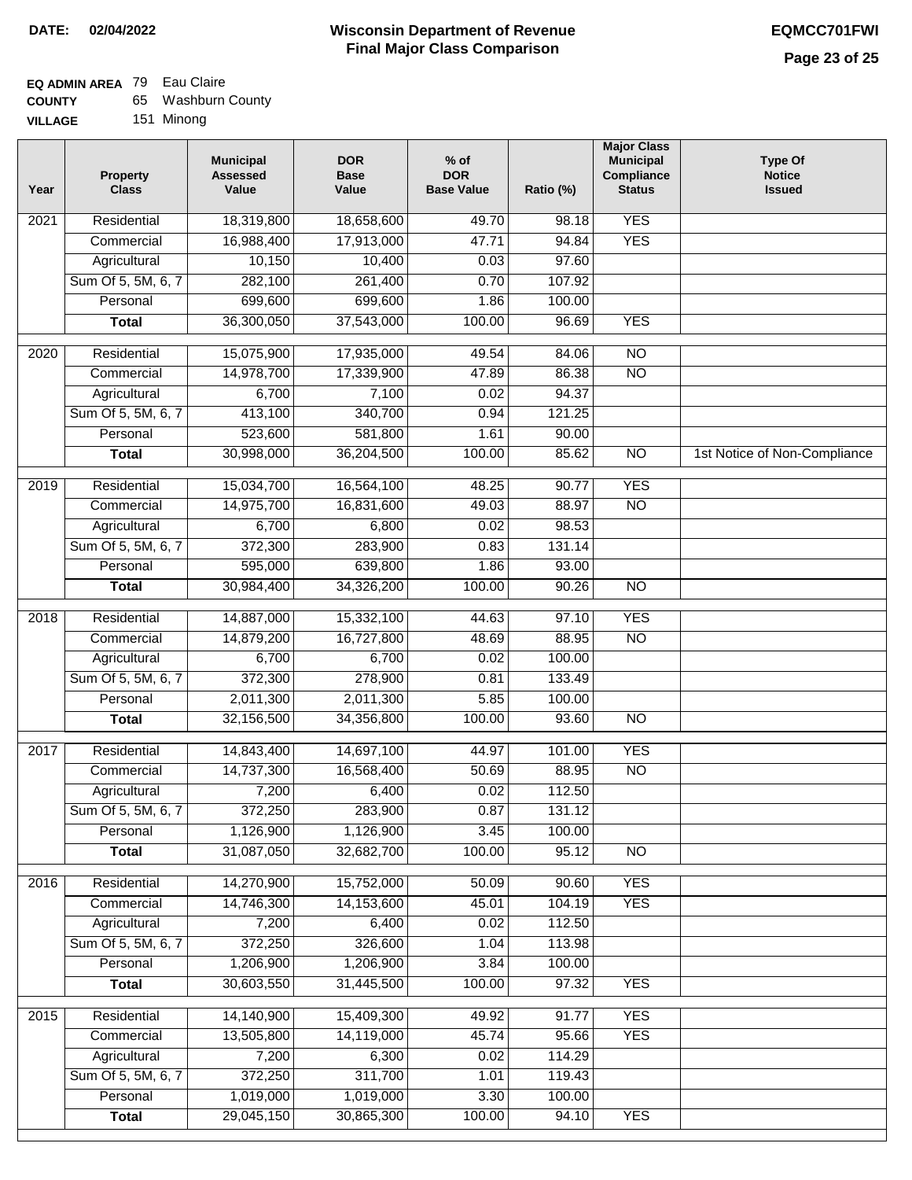**DATE:** 02/04/2022

# Wisconsin Department of Revenue
## Final Major Class Comparison

**EQMCC701FWI**

**EQ ADMIN AREA** 79 Eau Claire
**COUNTY** 65 Washburn County
**VILLAGE** 151 Minong

| Year | Property Class | Municipal Assessed Value | DOR Base Value | % of DOR Base Value | Ratio (%) | Major Class Municipal Compliance Status | Type Of Notice Issued |
|---|---|---|---|---|---|---|---|
| 2021 | Residential | 18,319,800 | 18,658,600 | 49.70 | 98.18 | YES | |
| | Commercial | 16,988,400 | 17,913,000 | 47.71 | 94.84 | YES | |
| | Agricultural | 10,150 | 10,400 | 0.03 | 97.60 | | |
| | Sum Of 5, 5M, 6, 7 | 282,100 | 261,400 | 0.70 | 107.92 | | |
| | Personal | 699,600 | 699,600 | 1.86 | 100.00 | | |
| | **Total** | 36,300,050 | 37,543,000 | 100.00 | 96.69 | YES | |
| 2020 | Residential | 15,075,900 | 17,935,000 | 49.54 | 84.06 | NO | |
| | Commercial | 14,978,700 | 17,339,900 | 47.89 | 86.38 | NO | |
| | Agricultural | 6,700 | 7,100 | 0.02 | 94.37 | | |
| | Sum Of 5, 5M, 6, 7 | 413,100 | 340,700 | 0.94 | 121.25 | | |
| | Personal | 523,600 | 581,800 | 1.61 | 90.00 | | |
| | **Total** | 30,998,000 | 36,204,500 | 100.00 | 85.62 | NO | 1st Notice of Non-Compliance |
| 2019 | Residential | 15,034,700 | 16,564,100 | 48.25 | 90.77 | YES | |
| | Commercial | 14,975,700 | 16,831,600 | 49.03 | 88.97 | NO | |
| | Agricultural | 6,700 | 6,800 | 0.02 | 98.53 | | |
| | Sum Of 5, 5M, 6, 7 | 372,300 | 283,900 | 0.83 | 131.14 | | |
| | Personal | 595,000 | 639,800 | 1.86 | 93.00 | | |
| | **Total** | 30,984,400 | 34,326,200 | 100.00 | 90.26 | NO | |
| 2018 | Residential | 14,887,000 | 15,332,100 | 44.63 | 97.10 | YES | |
| | Commercial | 14,879,200 | 16,727,800 | 48.69 | 88.95 | NO | |
| | Agricultural | 6,700 | 6,700 | 0.02 | 100.00 | | |
| | Sum Of 5, 5M, 6, 7 | 372,300 | 278,900 | 0.81 | 133.49 | | |
| | Personal | 2,011,300 | 2,011,300 | 5.85 | 100.00 | | |
| | **Total** | 32,156,500 | 34,356,800 | 100.00 | 93.60 | NO | |
| 2017 | Residential | 14,843,400 | 14,697,100 | 44.97 | 101.00 | YES | |
| | Commercial | 14,737,300 | 16,568,400 | 50.69 | 88.95 | NO | |
| | Agricultural | 7,200 | 6,400 | 0.02 | 112.50 | | |
| | Sum Of 5, 5M, 6, 7 | 372,250 | 283,900 | 0.87 | 131.12 | | |
| | Personal | 1,126,900 | 1,126,900 | 3.45 | 100.00 | | |
| | **Total** | 31,087,050 | 32,682,700 | 100.00 | 95.12 | NO | |
| 2016 | Residential | 14,270,900 | 15,752,000 | 50.09 | 90.60 | YES | |
| | Commercial | 14,746,300 | 14,153,600 | 45.01 | 104.19 | YES | |
| | Agricultural | 7,200 | 6,400 | 0.02 | 112.50 | | |
| | Sum Of 5, 5M, 6, 7 | 372,250 | 326,600 | 1.04 | 113.98 | | |
| | Personal | 1,206,900 | 1,206,900 | 3.84 | 100.00 | | |
| | **Total** | 30,603,550 | 31,445,500 | 100.00 | 97.32 | YES | |
| 2015 | Residential | 14,140,900 | 15,409,300 | 49.92 | 91.77 | YES | |
| | Commercial | 13,505,800 | 14,119,000 | 45.74 | 95.66 | YES | |
| | Agricultural | 7,200 | 6,300 | 0.02 | 114.29 | | |
| | Sum Of 5, 5M, 6, 7 | 372,250 | 311,700 | 1.01 | 119.43 | | |
| | Personal | 1,019,000 | 1,019,000 | 3.30 | 100.00 | | |
| | **Total** | 29,045,150 | 30,865,300 | 100.00 | 94.10 | YES | |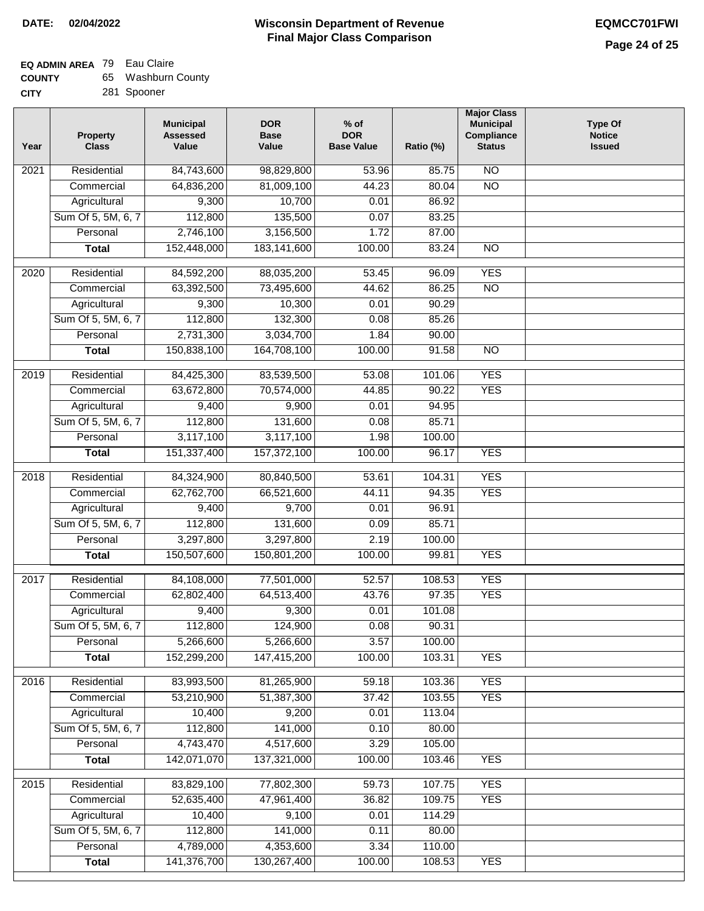**DATE: 02/04/2022**

# Wisconsin Department of Revenue
## Final Major Class Comparison

**EQMCC701FWI**

**EQ ADMIN AREA** 79 Eau Claire
**COUNTY** 65 Washburn County
**CITY** 281 Spooner

| Year | Property Class | Municipal Assessed Value | DOR Base Value | % of DOR Base Value | Ratio (%) | Major Class Municipal Compliance Status | Type Of Notice Issued |
|---|---|---|---|---|---|---|---|
| 2021 | Residential | 84,743,600 | 98,829,800 | 53.96 | 85.75 | NO | |
| | Commercial | 64,836,200 | 81,009,100 | 44.23 | 80.04 | NO | |
| | Agricultural | 9,300 | 10,700 | 0.01 | 86.92 | | |
| | Sum Of 5, 5M, 6, 7 | 112,800 | 135,500 | 0.07 | 83.25 | | |
| | Personal | 2,746,100 | 3,156,500 | 1.72 | 87.00 | | |
| | **Total** | 152,448,000 | 183,141,600 | 100.00 | 83.24 | NO | |
| 2020 | Residential | 84,592,200 | 88,035,200 | 53.45 | 96.09 | YES | |
| | Commercial | 63,392,500 | 73,495,600 | 44.62 | 86.25 | NO | |
| | Agricultural | 9,300 | 10,300 | 0.01 | 90.29 | | |
| | Sum Of 5, 5M, 6, 7 | 112,800 | 132,300 | 0.08 | 85.26 | | |
| | Personal | 2,731,300 | 3,034,700 | 1.84 | 90.00 | | |
| | **Total** | 150,838,100 | 164,708,100 | 100.00 | 91.58 | NO | |
| 2019 | Residential | 84,425,300 | 83,539,500 | 53.08 | 101.06 | YES | |
| | Commercial | 63,672,800 | 70,574,000 | 44.85 | 90.22 | YES | |
| | Agricultural | 9,400 | 9,900 | 0.01 | 94.95 | | |
| | Sum Of 5, 5M, 6, 7 | 112,800 | 131,600 | 0.08 | 85.71 | | |
| | Personal | 3,117,100 | 3,117,100 | 1.98 | 100.00 | | |
| | **Total** | 151,337,400 | 157,372,100 | 100.00 | 96.17 | YES | |
| 2018 | Residential | 84,324,900 | 80,840,500 | 53.61 | 104.31 | YES | |
| | Commercial | 62,762,700 | 66,521,600 | 44.11 | 94.35 | YES | |
| | Agricultural | 9,400 | 9,700 | 0.01 | 96.91 | | |
| | Sum Of 5, 5M, 6, 7 | 112,800 | 131,600 | 0.09 | 85.71 | | |
| | Personal | 3,297,800 | 3,297,800 | 2.19 | 100.00 | | |
| | **Total** | 150,507,600 | 150,801,200 | 100.00 | 99.81 | YES | |
| 2017 | Residential | 84,108,000 | 77,501,000 | 52.57 | 108.53 | YES | |
| | Commercial | 62,802,400 | 64,513,400 | 43.76 | 97.35 | YES | |
| | Agricultural | 9,400 | 9,300 | 0.01 | 101.08 | | |
| | Sum Of 5, 5M, 6, 7 | 112,800 | 124,900 | 0.08 | 90.31 | | |
| | Personal | 5,266,600 | 5,266,600 | 3.57 | 100.00 | | |
| | **Total** | 152,299,200 | 147,415,200 | 100.00 | 103.31 | YES | |
| 2016 | Residential | 83,993,500 | 81,265,900 | 59.18 | 103.36 | YES | |
| | Commercial | 53,210,900 | 51,387,300 | 37.42 | 103.55 | YES | |
| | Agricultural | 10,400 | 9,200 | 0.01 | 113.04 | | |
| | Sum Of 5, 5M, 6, 7 | 112,800 | 141,000 | 0.10 | 80.00 | | |
| | Personal | 4,743,470 | 4,517,600 | 3.29 | 105.00 | | |
| | **Total** | 142,071,070 | 137,321,000 | 100.00 | 103.46 | YES | |
| 2015 | Residential | 83,829,100 | 77,802,300 | 59.73 | 107.75 | YES | |
| | Commercial | 52,635,400 | 47,961,400 | 36.82 | 109.75 | YES | |
| | Agricultural | 10,400 | 9,100 | 0.01 | 114.29 | | |
| | Sum Of 5, 5M, 6, 7 | 112,800 | 141,000 | 0.11 | 80.00 | | |
| | Personal | 4,789,000 | 4,353,600 | 3.34 | 110.00 | | |
| | **Total** | 141,376,700 | 130,267,400 | 100.00 | 108.53 | YES | |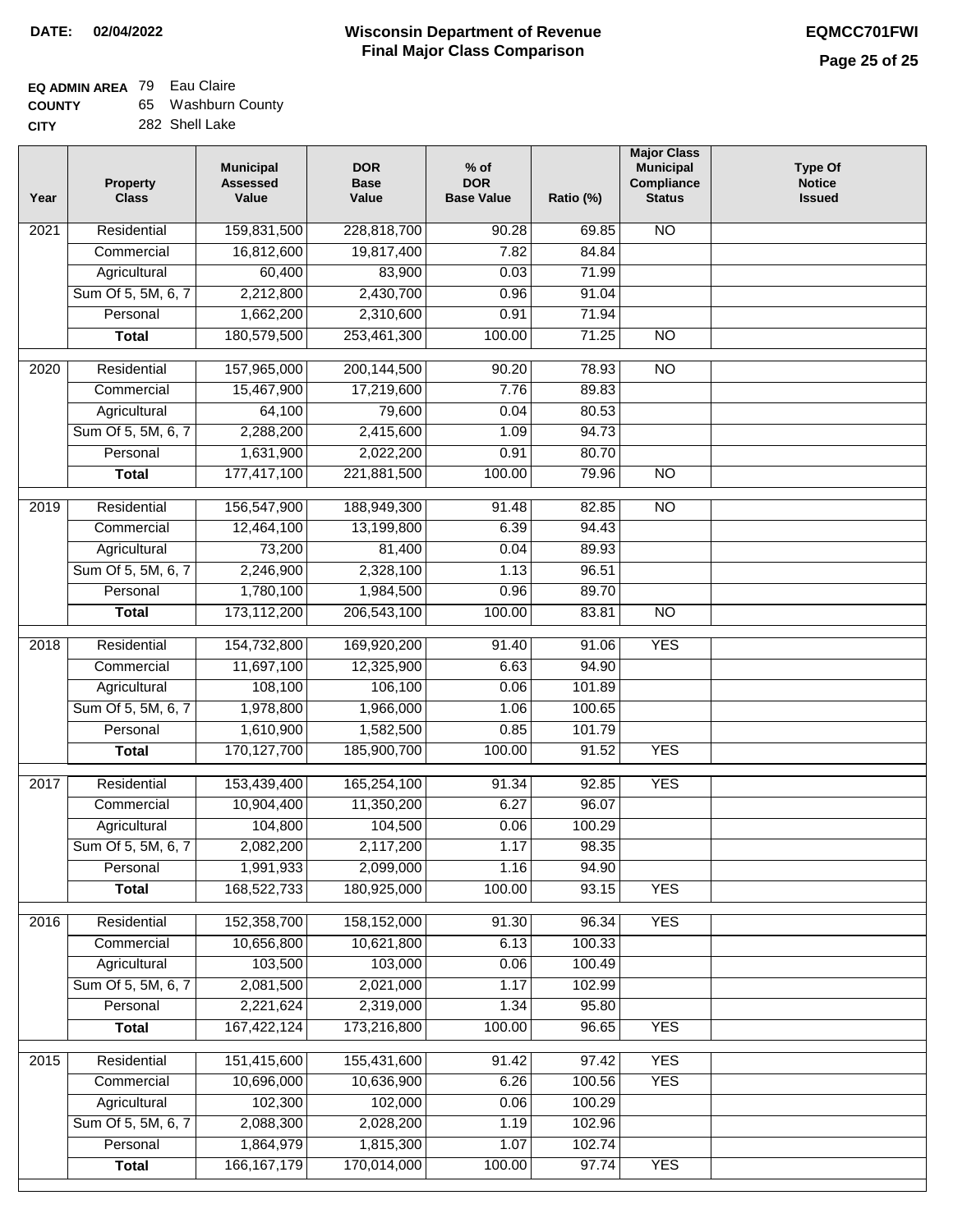**DATE: 02/04/2022**

# Wisconsin Department of Revenue
## Final Major Class Comparison

**EQMCC701FWI**

**EQ ADMIN AREA** 79 Eau Claire
**COUNTY** 65 Washburn County
**CITY** 282 Shell Lake

| Year | Property Class | Municipal Assessed Value | DOR Base Value | % of DOR Base Value | Ratio (%) | Major Class Municipal Compliance Status | Type Of Notice Issued |
|---|---|---|---|---|---|---|---|
| 2021 | Residential | 159,831,500 | 228,818,700 | 90.28 | 69.85 | NO | |
| | Commercial | 16,812,600 | 19,817,400 | 7.82 | 84.84 | | |
| | Agricultural | 60,400 | 83,900 | 0.03 | 71.99 | | |
| | Sum Of 5, 5M, 6, 7 | 2,212,800 | 2,430,700 | 0.96 | 91.04 | | |
| | Personal | 1,662,200 | 2,310,600 | 0.91 | 71.94 | | |
| | **Total** | 180,579,500 | 253,461,300 | 100.00 | 71.25 | NO | |
| 2020 | Residential | 157,965,000 | 200,144,500 | 90.20 | 78.93 | NO | |
| | Commercial | 15,467,900 | 17,219,600 | 7.76 | 89.83 | | |
| | Agricultural | 64,100 | 79,600 | 0.04 | 80.53 | | |
| | Sum Of 5, 5M, 6, 7 | 2,288,200 | 2,415,600 | 1.09 | 94.73 | | |
| | Personal | 1,631,900 | 2,022,200 | 0.91 | 80.70 | | |
| | **Total** | 177,417,100 | 221,881,500 | 100.00 | 79.96 | NO | |
| 2019 | Residential | 156,547,900 | 188,949,300 | 91.48 | 82.85 | NO | |
| | Commercial | 12,464,100 | 13,199,800 | 6.39 | 94.43 | | |
| | Agricultural | 73,200 | 81,400 | 0.04 | 89.93 | | |
| | Sum Of 5, 5M, 6, 7 | 2,246,900 | 2,328,100 | 1.13 | 96.51 | | |
| | Personal | 1,780,100 | 1,984,500 | 0.96 | 89.70 | | |
| | **Total** | 173,112,200 | 206,543,100 | 100.00 | 83.81 | NO | |
| 2018 | Residential | 154,732,800 | 169,920,200 | 91.40 | 91.06 | YES | |
| | Commercial | 11,697,100 | 12,325,900 | 6.63 | 94.90 | | |
| | Agricultural | 108,100 | 106,100 | 0.06 | 101.89 | | |
| | Sum Of 5, 5M, 6, 7 | 1,978,800 | 1,966,000 | 1.06 | 100.65 | | |
| | Personal | 1,610,900 | 1,582,500 | 0.85 | 101.79 | | |
| | **Total** | 170,127,700 | 185,900,700 | 100.00 | 91.52 | YES | |
| 2017 | Residential | 153,439,400 | 165,254,100 | 91.34 | 92.85 | YES | |
| | Commercial | 10,904,400 | 11,350,200 | 6.27 | 96.07 | | |
| | Agricultural | 104,800 | 104,500 | 0.06 | 100.29 | | |
| | Sum Of 5, 5M, 6, 7 | 2,082,200 | 2,117,200 | 1.17 | 98.35 | | |
| | Personal | 1,991,933 | 2,099,000 | 1.16 | 94.90 | | |
| | **Total** | 168,522,733 | 180,925,000 | 100.00 | 93.15 | YES | |
| 2016 | Residential | 152,358,700 | 158,152,000 | 91.30 | 96.34 | YES | |
| | Commercial | 10,656,800 | 10,621,800 | 6.13 | 100.33 | | |
| | Agricultural | 103,500 | 103,000 | 0.06 | 100.49 | | |
| | Sum Of 5, 5M, 6, 7 | 2,081,500 | 2,021,000 | 1.17 | 102.99 | | |
| | Personal | 2,221,624 | 2,319,000 | 1.34 | 95.80 | | |
| | **Total** | 167,422,124 | 173,216,800 | 100.00 | 96.65 | YES | |
| 2015 | Residential | 151,415,600 | 155,431,600 | 91.42 | 97.42 | YES | |
| | Commercial | 10,696,000 | 10,636,900 | 6.26 | 100.56 | YES | |
| | Agricultural | 102,300 | 102,000 | 0.06 | 100.29 | | |
| | Sum Of 5, 5M, 6, 7 | 2,088,300 | 2,028,200 | 1.19 | 102.96 | | |
| | Personal | 1,864,979 | 1,815,300 | 1.07 | 102.74 | | |
| | **Total** | 166,167,179 | 170,014,000 | 100.00 | 97.74 | YES | |